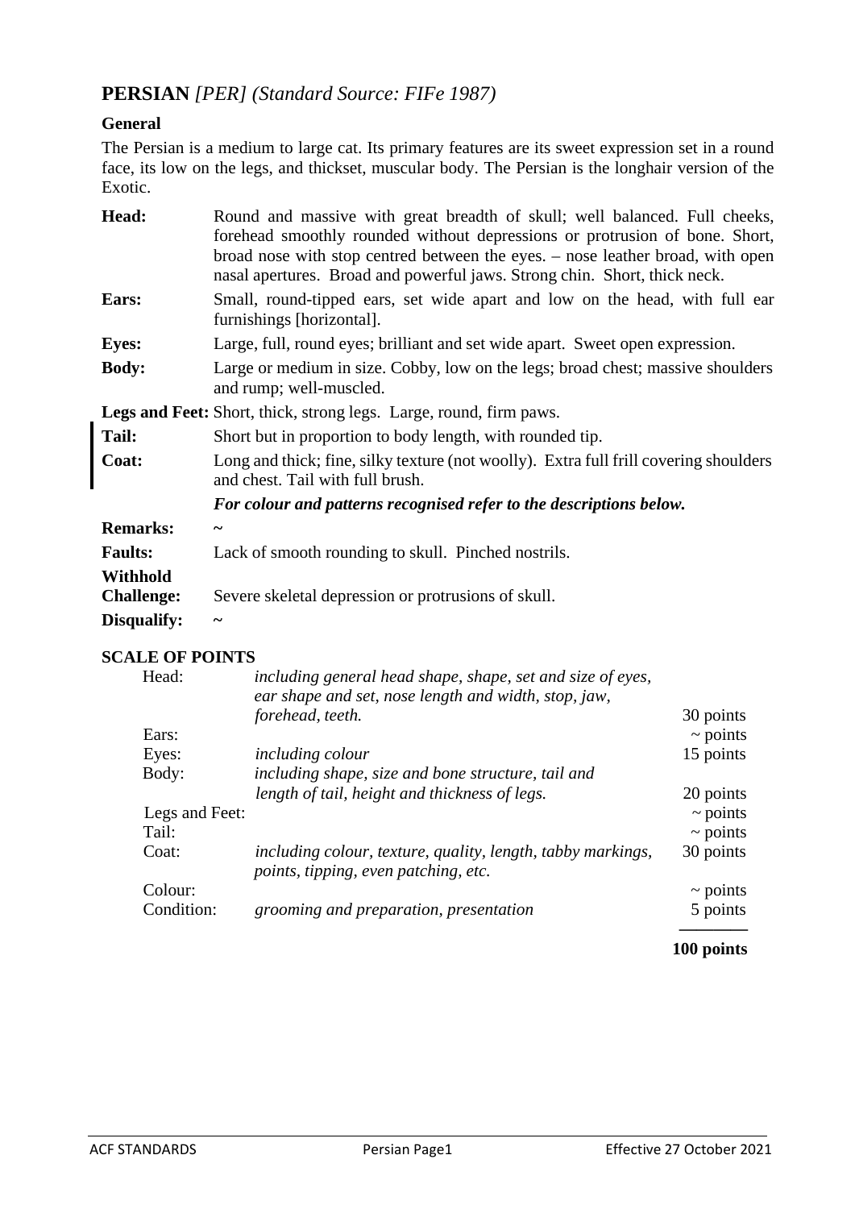## PERSIAN *[PER] (Standard Source: FIFe 1987)*

### General

The Persian is a medium to large cat. Its primary features are its sweet expression set in a round face, its low on the legs, and thickset, muscular body. The Persian is the longhair version of the Exotic.

**Head:** Round and massive with great breadth of skull; well balanced. Full cheeks, forehead smoothly rounded without depressions or protrusion of bone. Short, broad nose with stop centred between the eyes. – nose leather broad, with open nasal apertures. Broad and powerful jaws. Strong chin. Short, thick neck.

**Ears:** Small, round-tipped ears, set wide apart and low on the head, with full ear furnishings [horizontal].

**Eyes:** Large, full, round eyes; brilliant and set wide apart. Sweet open expression.

**Body:** Large or medium in size. Cobby, low on the legs; broad chest; massive shoulders and rump; well-muscled.

**Legs and Feet:** Short, thick, strong legs. Large, round, firm paws.

**Tail:** Short but in proportion to body length, with rounded tip.

**Coat:** Long and thick; fine, silky texture (not woolly). Extra full frill covering shoulders and chest. Tail with full brush.

***For colour and patterns recognised refer to the descriptions below.***

**Remarks:** ~

**Faults:** Lack of smooth rounding to skull. Pinched nostrils.

**Withhold Challenge:** Severe skeletal depression or protrusions of skull.

**Disqualify:** ~

### SCALE OF POINTS

| | | |
|---|---|---|
| Head: | *including general head shape, shape, set and size of eyes, ear shape and set, nose length and width, stop, jaw, forehead, teeth.* | 30 points |
| Ears: | | ~ points |
| Eyes: | *including colour* | 15 points |
| Body: | *including shape, size and bone structure, tail and length of tail, height and thickness of legs.* | 20 points |
| Legs and Feet: | | ~ points |
| Tail: | | ~ points |
| Coat: | *including colour, texture, quality, length, tabby markings, points, tipping, even patching, etc.* | 30 points |
| Colour: | | ~ points |
| Condition: | *grooming and preparation, presentation* | 5 points |
| | | **100 points** |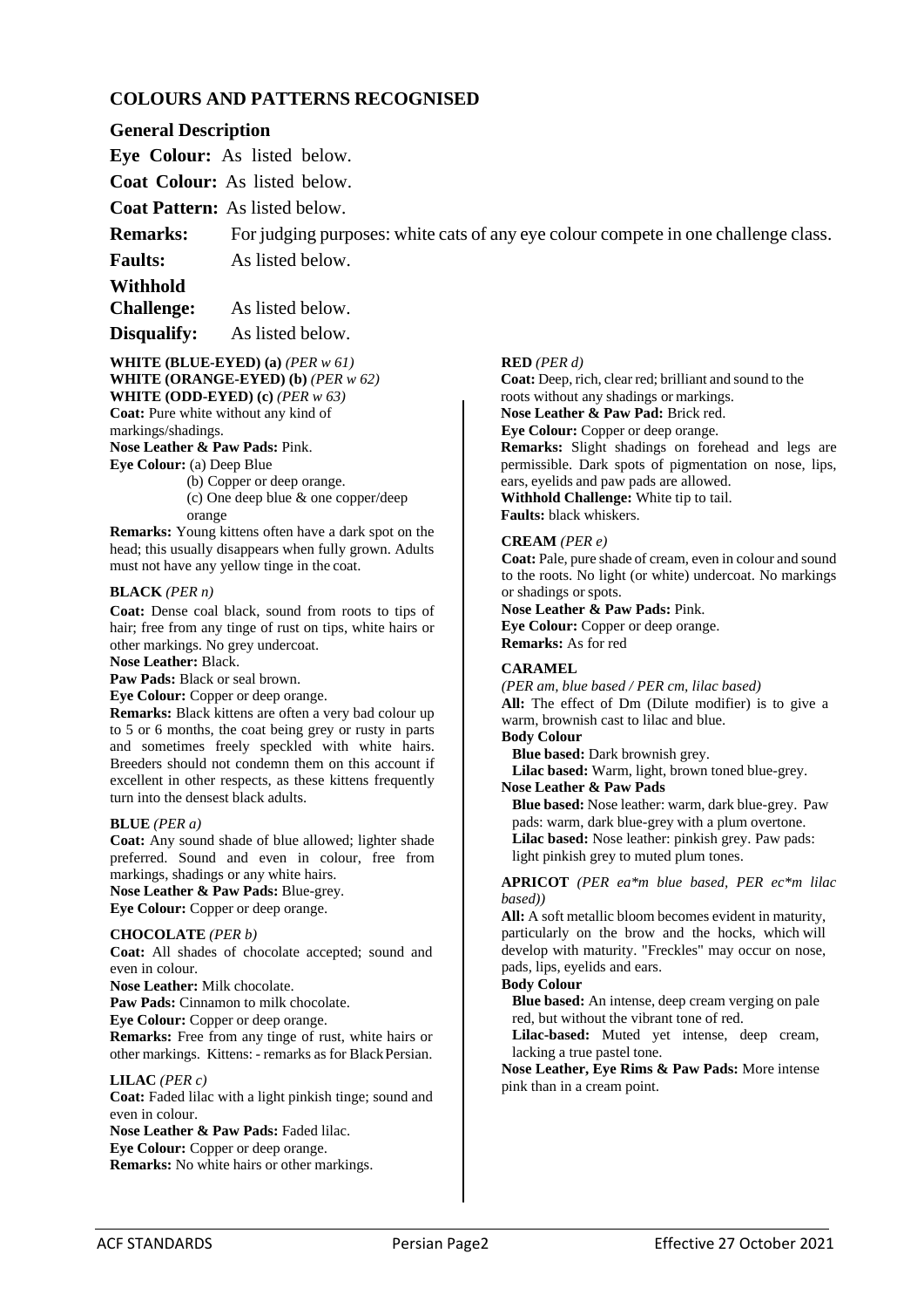## COLOURS AND PATTERNS RECOGNISED

### General Description

**Eye Colour:** As listed below.

**Coat Colour:** As listed below.

**Coat Pattern:** As listed below.

**Remarks:** For judging purposes: white cats of any eye colour compete in one challenge class.

**Faults:** As listed below.

**Withhold Challenge:** As listed below.

**Disqualify:** As listed below.

**WHITE (BLUE-EYED) (a)** *(PER w 61)*
**WHITE (ORANGE-EYED) (b)** *(PER w 62)*
**WHITE (ODD-EYED) (c)** *(PER w 63)*
**Coat:** Pure white without any kind of markings/shadings.
**Nose Leather & Paw Pads:** Pink.
**Eye Colour:** (a) Deep Blue
(b) Copper or deep orange.
(c) One deep blue & one copper/deep orange
**Remarks:** Young kittens often have a dark spot on the head; this usually disappears when fully grown. Adults must not have any yellow tinge in the coat.

**BLACK** *(PER n)*
**Coat:** Dense coal black, sound from roots to tips of hair; free from any tinge of rust on tips, white hairs or other markings. No grey undercoat.
**Nose Leather:** Black.
**Paw Pads:** Black or seal brown.
**Eye Colour:** Copper or deep orange.
**Remarks:** Black kittens are often a very bad colour up to 5 or 6 months, the coat being grey or rusty in parts and sometimes freely speckled with white hairs. Breeders should not condemn them on this account if excellent in other respects, as these kittens frequently turn into the densest black adults.

**BLUE** *(PER a)*
**Coat:** Any sound shade of blue allowed; lighter shade preferred. Sound and even in colour, free from markings, shadings or any white hairs.
**Nose Leather & Paw Pads:** Blue-grey.
**Eye Colour:** Copper or deep orange.

**CHOCOLATE** *(PER b)*
**Coat:** All shades of chocolate accepted; sound and even in colour.
**Nose Leather:** Milk chocolate.
**Paw Pads:** Cinnamon to milk chocolate.
**Eye Colour:** Copper or deep orange.
**Remarks:** Free from any tinge of rust, white hairs or other markings. Kittens: - remarks as for Black Persian.

**LILAC** *(PER c)*
**Coat:** Faded lilac with a light pinkish tinge; sound and even in colour.
**Nose Leather & Paw Pads:** Faded lilac.
**Eye Colour:** Copper or deep orange.
**Remarks:** No white hairs or other markings.

**RED** *(PER d)*
**Coat:** Deep, rich, clear red; brilliant and sound to the roots without any shadings or markings.
**Nose Leather & Paw Pad:** Brick red.
**Eye Colour:** Copper or deep orange.
**Remarks:** Slight shadings on forehead and legs are permissible. Dark spots of pigmentation on nose, lips, ears, eyelids and paw pads are allowed.
**Withhold Challenge:** White tip to tail.
**Faults:** black whiskers.

**CREAM** *(PER e)*
**Coat:** Pale, pure shade of cream, even in colour and sound to the roots. No light (or white) undercoat. No markings or shadings or spots.
**Nose Leather & Paw Pads:** Pink.
**Eye Colour:** Copper or deep orange.
**Remarks:** As for red

**CARAMEL**
*(PER am, blue based / PER cm, lilac based)*
**All:** The effect of Dm (Dilute modifier) is to give a warm, brownish cast to lilac and blue.
**Body Colour**
**Blue based:** Dark brownish grey.
**Lilac based:** Warm, light, brown toned blue-grey.
**Nose Leather & Paw Pads**
**Blue based:** Nose leather: warm, dark blue-grey. Paw pads: warm, dark blue-grey with a plum overtone.
**Lilac based:** Nose leather: pinkish grey. Paw pads: light pinkish grey to muted plum tones.

**APRICOT** *(PER ea*m blue based, PER ec*m lilac based))*
**All:** A soft metallic bloom becomes evident in maturity, particularly on the brow and the hocks, which will develop with maturity. "Freckles" may occur on nose, pads, lips, eyelids and ears.
**Body Colour**
**Blue based:** An intense, deep cream verging on pale red, but without the vibrant tone of red.
**Lilac-based:** Muted yet intense, deep cream, lacking a true pastel tone.
**Nose Leather, Eye Rims & Paw Pads:** More intense pink than in a cream point.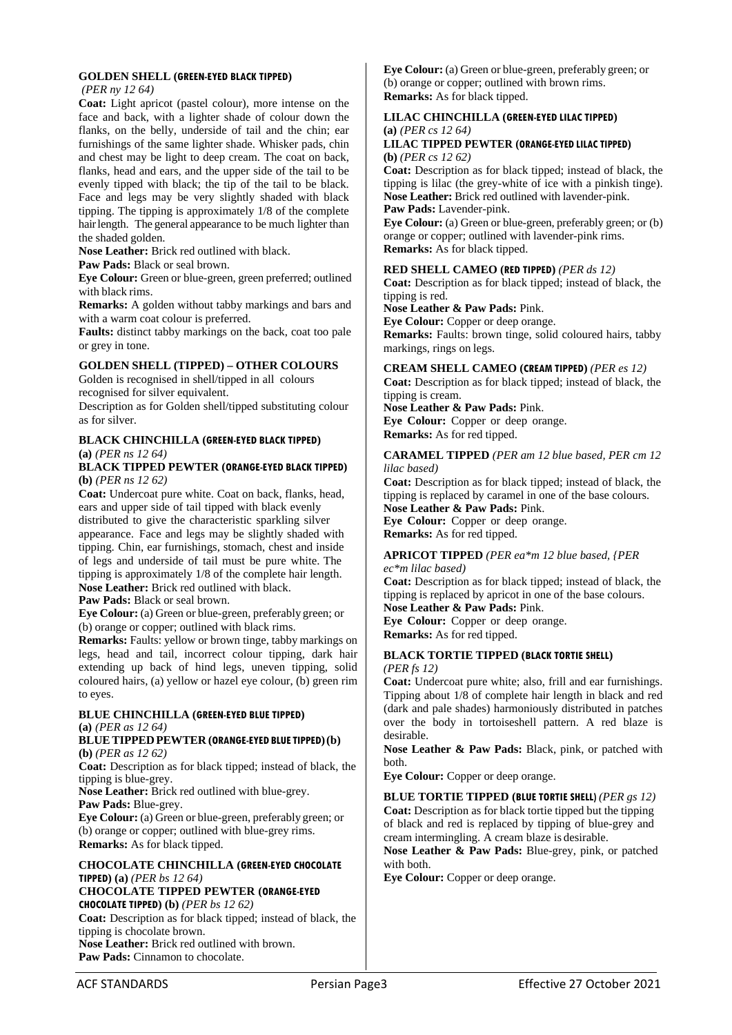### GOLDEN SHELL (GREEN-EYED BLACK TIPPED)

*(PER ny 12 64)*

**Coat:** Light apricot (pastel colour), more intense on the face and back, with a lighter shade of colour down the flanks, on the belly, underside of tail and the chin; ear furnishings of the same lighter shade. Whisker pads, chin and chest may be light to deep cream. The coat on back, flanks, head and ears, and the upper side of the tail to be evenly tipped with black; the tip of the tail to be black. Face and legs may be very slightly shaded with black tipping. The tipping is approximately 1/8 of the complete hair length. The general appearance to be much lighter than the shaded golden.

**Nose Leather:** Brick red outlined with black.

**Paw Pads:** Black or seal brown.

**Eye Colour:** Green or blue-green, green preferred; outlined with black rims.

**Remarks:** A golden without tabby markings and bars and with a warm coat colour is preferred.

**Faults:** distinct tabby markings on the back, coat too pale or grey in tone.

### GOLDEN SHELL (TIPPED) – OTHER COLOURS

Golden is recognised in shell/tipped in all colours recognised for silver equivalent.

Description as for Golden shell/tipped substituting colour as for silver.

### BLACK CHINCHILLA (GREEN-EYED BLACK TIPPED)

**(a)** *(PER ns 12 64)*

### BLACK TIPPED PEWTER (ORANGE-EYED BLACK TIPPED)

**(b)** *(PER ns 12 62)*

**Coat:** Undercoat pure white. Coat on back, flanks, head, ears and upper side of tail tipped with black evenly distributed to give the characteristic sparkling silver appearance. Face and legs may be slightly shaded with tipping. Chin, ear furnishings, stomach, chest and inside of legs and underside of tail must be pure white. The tipping is approximately 1/8 of the complete hair length.

**Nose Leather:** Brick red outlined with black.

**Paw Pads:** Black or seal brown.

**Eye Colour:** (a) Green or blue-green, preferably green; or (b) orange or copper; outlined with black rims.

**Remarks:** Faults: yellow or brown tinge, tabby markings on legs, head and tail, incorrect colour tipping, dark hair extending up back of hind legs, uneven tipping, solid coloured hairs, (a) yellow or hazel eye colour, (b) green rim to eyes.

### BLUE CHINCHILLA (GREEN-EYED BLUE TIPPED)

**(a)** *(PER as 12 64)*

### BLUE TIPPED PEWTER (ORANGE-EYED BLUE TIPPED) (b)

**(b)** *(PER as 12 62)*

**Coat:** Description as for black tipped; instead of black, the tipping is blue-grey.

**Nose Leather:** Brick red outlined with blue-grey.

**Paw Pads:** Blue-grey.

**Eye Colour:** (a) Green or blue-green, preferably green; or (b) orange or copper; outlined with blue-grey rims.

**Remarks:** As for black tipped.

### CHOCOLATE CHINCHILLA (GREEN-EYED CHOCOLATE TIPPED) (a) *(PER bs 12 64)*

### CHOCOLATE TIPPED PEWTER (ORANGE-EYED CHOCOLATE TIPPED) (b) *(PER bs 12 62)*

**Coat:** Description as for black tipped; instead of black, the tipping is chocolate brown.

**Nose Leather:** Brick red outlined with brown.

**Paw Pads:** Cinnamon to chocolate.

**Eye Colour:** (a) Green or blue-green, preferably green; or (b) orange or copper; outlined with brown rims.

**Remarks:** As for black tipped.

### LILAC CHINCHILLA (GREEN-EYED LILAC TIPPED)

**(a)** *(PER cs 12 64)*

### LILAC TIPPED PEWTER (ORANGE-EYED LILAC TIPPED)

**(b)** *(PER cs 12 62)*

**Coat:** Description as for black tipped; instead of black, the tipping is lilac (the grey-white of ice with a pinkish tinge).

**Nose Leather:** Brick red outlined with lavender-pink.

**Paw Pads:** Lavender-pink.

**Eye Colour:** (a) Green or blue-green, preferably green; or (b) orange or copper; outlined with lavender-pink rims.

**Remarks:** As for black tipped.

### RED SHELL CAMEO (RED TIPPED) *(PER ds 12)*

**Coat:** Description as for black tipped; instead of black, the tipping is red.

**Nose Leather & Paw Pads:** Pink.

**Eye Colour:** Copper or deep orange.

**Remarks:** Faults: brown tinge, solid coloured hairs, tabby markings, rings on legs.

### CREAM SHELL CAMEO (CREAM TIPPED) *(PER es 12)*

**Coat:** Description as for black tipped; instead of black, the tipping is cream.

**Nose Leather & Paw Pads:** Pink.

**Eye Colour:** Copper or deep orange.

**Remarks:** As for red tipped.

### CARAMEL TIPPED *(PER am 12 blue based, PER cm 12 lilac based)*

**Coat:** Description as for black tipped; instead of black, the tipping is replaced by caramel in one of the base colours.

**Nose Leather & Paw Pads:** Pink.

**Eye Colour:** Copper or deep orange.

**Remarks:** As for red tipped.

### APRICOT TIPPED *(PER ea*m 12 blue based, {PER ec*m lilac based)*

**Coat:** Description as for black tipped; instead of black, the tipping is replaced by apricot in one of the base colours.

**Nose Leather & Paw Pads:** Pink.

**Eye Colour:** Copper or deep orange.

**Remarks:** As for red tipped.

### BLACK TORTIE TIPPED (BLACK TORTIE SHELL)

*(PER fs 12)*

**Coat:** Undercoat pure white; also, frill and ear furnishings. Tipping about 1/8 of complete hair length in black and red (dark and pale shades) harmoniously distributed in patches over the body in tortoiseshell pattern. A red blaze is desirable.

**Nose Leather & Paw Pads:** Black, pink, or patched with both.

**Eye Colour:** Copper or deep orange.

### BLUE TORTIE TIPPED (BLUE TORTIE SHELL) *(PER gs 12)*

**Coat:** Description as for black tortie tipped but the tipping of black and red is replaced by tipping of blue-grey and cream intermingling. A cream blaze is desirable.

**Nose Leather & Paw Pads:** Blue-grey, pink, or patched with both.

**Eye Colour:** Copper or deep orange.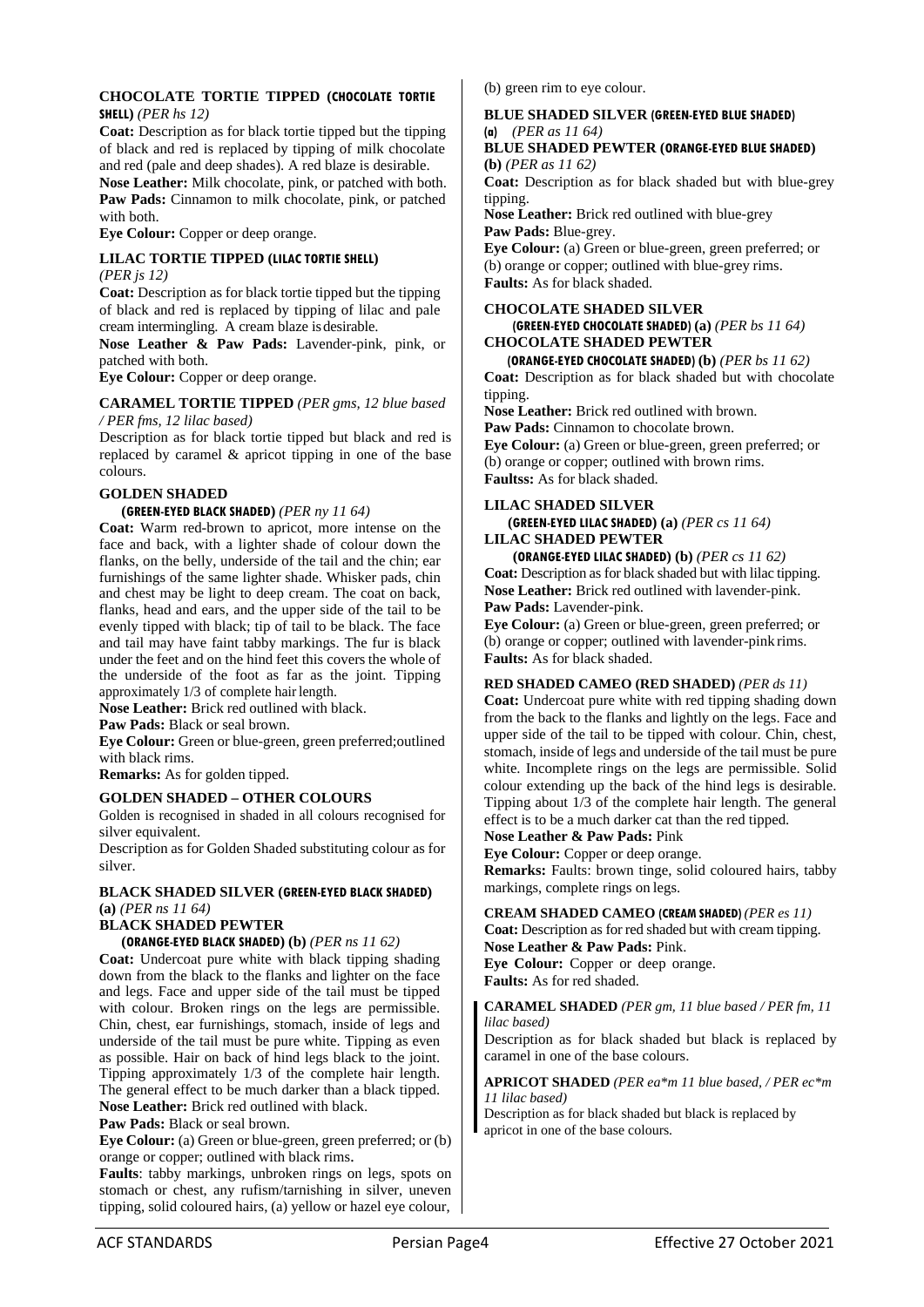### CHOCOLATE TORTIE TIPPED (CHOCOLATE TORTIE SHELL) *(PER hs 12)*

**Coat:** Description as for black tortie tipped but the tipping of black and red is replaced by tipping of milk chocolate and red (pale and deep shades). A red blaze is desirable.

**Nose Leather:** Milk chocolate, pink, or patched with both.

**Paw Pads:** Cinnamon to milk chocolate, pink, or patched with both.

**Eye Colour:** Copper or deep orange.

### LILAC TORTIE TIPPED (LILAC TORTIE SHELL) *(PER js 12)*

**Coat:** Description as for black tortie tipped but the tipping of black and red is replaced by tipping of lilac and pale cream intermingling. A cream blaze is desirable.

**Nose Leather & Paw Pads:** Lavender-pink, pink, or patched with both.

**Eye Colour:** Copper or deep orange.

### CARAMEL TORTIE TIPPED *(PER gms, 12 blue based / PER fms, 12 lilac based)*

Description as for black tortie tipped but black and red is replaced by caramel & apricot tipping in one of the base colours.

### GOLDEN SHADED (GREEN-EYED BLACK SHADED) *(PER ny 11 64)*

**Coat:** Warm red-brown to apricot, more intense on the face and back, with a lighter shade of colour down the flanks, on the belly, underside of the tail and the chin; ear furnishings of the same lighter shade. Whisker pads, chin and chest may be light to deep cream. The coat on back, flanks, head and ears, and the upper side of the tail to be evenly tipped with black; tip of tail to be black. The face and tail may have faint tabby markings. The fur is black under the feet and on the hind feet this covers the whole of the underside of the foot as far as the joint. Tipping approximately 1/3 of complete hair length.

**Nose Leather:** Brick red outlined with black.

**Paw Pads:** Black or seal brown.

**Eye Colour:** Green or blue-green, green preferred;outlined with black rims.

**Remarks:** As for golden tipped.

### GOLDEN SHADED – OTHER COLOURS

Golden is recognised in shaded in all colours recognised for silver equivalent.

Description as for Golden Shaded substituting colour as for silver.

### BLACK SHADED SILVER (GREEN-EYED BLACK SHADED) (a) *(PER ns 11 64)*
### BLACK SHADED PEWTER (ORANGE-EYED BLACK SHADED) (b) *(PER ns 11 62)*

**Coat:** Undercoat pure white with black tipping shading down from the black to the flanks and lighter on the face and legs. Face and upper side of the tail must be tipped with colour. Broken rings on the legs are permissible. Chin, chest, ear furnishings, stomach, inside of legs and underside of the tail must be pure white. Tipping as even as possible. Hair on back of hind legs black to the joint. Tipping approximately 1/3 of the complete hair length. The general effect to be much darker than a black tipped.

**Nose Leather:** Brick red outlined with black.

**Paw Pads:** Black or seal brown.

**Eye Colour:** (a) Green or blue-green, green preferred; or (b) orange or copper; outlined with black rims.

**Faults**: tabby markings, unbroken rings on legs, spots on stomach or chest, any rufism/tarnishing in silver, uneven tipping, solid coloured hairs, (a) yellow or hazel eye colour, (b) green rim to eye colour.

### BLUE SHADED SILVER (GREEN-EYED BLUE SHADED) (a) *(PER as 11 64)*
### BLUE SHADED PEWTER (ORANGE-EYED BLUE SHADED) (b) *(PER as 11 62)*

**Coat:** Description as for black shaded but with blue-grey tipping.

**Nose Leather:** Brick red outlined with blue-grey

**Paw Pads:** Blue-grey.

**Eye Colour:** (a) Green or blue-green, green preferred; or (b) orange or copper; outlined with blue-grey rims.

**Faults:** As for black shaded.

### CHOCOLATE SHADED SILVER (GREEN-EYED CHOCOLATE SHADED) (a) *(PER bs 11 64)*
### CHOCOLATE SHADED PEWTER (ORANGE-EYED CHOCOLATE SHADED) (b) *(PER bs 11 62)*

**Coat:** Description as for black shaded but with chocolate tipping.

**Nose Leather:** Brick red outlined with brown.

**Paw Pads:** Cinnamon to chocolate brown.

**Eye Colour:** (a) Green or blue-green, green preferred; or (b) orange or copper; outlined with brown rims.

**Faultss:** As for black shaded.

### LILAC SHADED SILVER (GREEN-EYED LILAC SHADED) (a) *(PER cs 11 64)*
### LILAC SHADED PEWTER (ORANGE-EYED LILAC SHADED) (b) *(PER cs 11 62)*

**Coat:** Description as for black shaded but with lilac tipping.

**Nose Leather:** Brick red outlined with lavender-pink.

**Paw Pads:** Lavender-pink.

**Eye Colour:** (a) Green or blue-green, green preferred; or (b) orange or copper; outlined with lavender-pink rims.

**Faults:** As for black shaded.

### RED SHADED CAMEO (RED SHADED) *(PER ds 11)*

**Coat:** Undercoat pure white with red tipping shading down from the back to the flanks and lightly on the legs. Face and upper side of the tail to be tipped with colour. Chin, chest, stomach, inside of legs and underside of the tail must be pure white. Incomplete rings on the legs are permissible. Solid colour extending up the back of the hind legs is desirable. Tipping about 1/3 of the complete hair length. The general effect is to be a much darker cat than the red tipped.

**Nose Leather & Paw Pads:** Pink

**Eye Colour:** Copper or deep orange.

**Remarks:** Faults: brown tinge, solid coloured hairs, tabby markings, complete rings on legs.

### CREAM SHADED CAMEO (CREAM SHADED) *(PER es 11)*

**Coat:** Description as for red shaded but with cream tipping.

**Nose Leather & Paw Pads:** Pink.

**Eye Colour:** Copper or deep orange.

**Faults:** As for red shaded.

### CARAMEL SHADED *(PER gm, 11 blue based / PER fm, 11 lilac based)*

Description as for black shaded but black is replaced by caramel in one of the base colours.

### APRICOT SHADED *(PER ea*m 11 blue based, / PER ec*m 11 lilac based)*

Description as for black shaded but black is replaced by apricot in one of the base colours.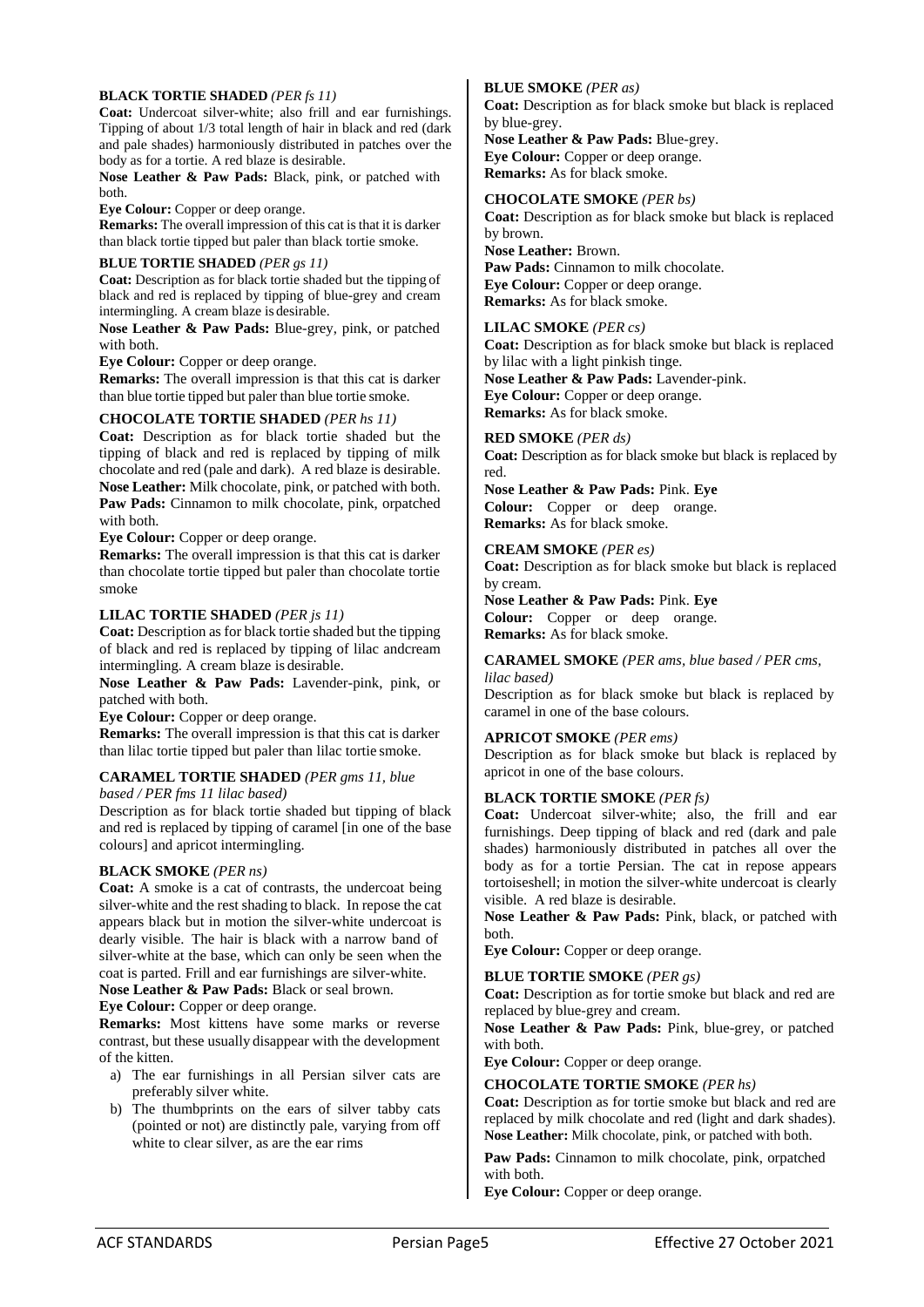### BLACK TORTIE SHADED *(PER fs 11)*

**Coat:** Undercoat silver-white; also frill and ear furnishings. Tipping of about 1/3 total length of hair in black and red (dark and pale shades) harmoniously distributed in patches over the body as for a tortie. A red blaze is desirable.

**Nose Leather & Paw Pads:** Black, pink, or patched with both.

**Eye Colour:** Copper or deep orange.

**Remarks:** The overall impression of this cat is that it is darker than black tortie tipped but paler than black tortie smoke.

### BLUE TORTIE SHADED *(PER gs 11)*

**Coat:** Description as for black tortie shaded but the tipping of black and red is replaced by tipping of blue-grey and cream intermingling. A cream blaze is desirable.

**Nose Leather & Paw Pads:** Blue-grey, pink, or patched with both.

**Eye Colour:** Copper or deep orange.

**Remarks:** The overall impression is that this cat is darker than blue tortie tipped but paler than blue tortie smoke.

### CHOCOLATE TORTIE SHADED *(PER hs 11)*

**Coat:** Description as for black tortie shaded but the tipping of black and red is replaced by tipping of milk chocolate and red (pale and dark). A red blaze is desirable.

**Nose Leather:** Milk chocolate, pink, or patched with both.

**Paw Pads:** Cinnamon to milk chocolate, pink, orpatched with both.

**Eye Colour:** Copper or deep orange.

**Remarks:** The overall impression is that this cat is darker than chocolate tortie tipped but paler than chocolate tortie smoke

### LILAC TORTIE SHADED *(PER js 11)*

**Coat:** Description as for black tortie shaded but the tipping of black and red is replaced by tipping of lilac andcream intermingling. A cream blaze is desirable.

**Nose Leather & Paw Pads:** Lavender-pink, pink, or patched with both.

**Eye Colour:** Copper or deep orange.

**Remarks:** The overall impression is that this cat is darker than lilac tortie tipped but paler than lilac tortie smoke.

### CARAMEL TORTIE SHADED *(PER gms 11, blue based / PER fms 11 lilac based)*

Description as for black tortie shaded but tipping of black and red is replaced by tipping of caramel [in one of the base colours] and apricot intermingling.

### BLACK SMOKE *(PER ns)*

**Coat:** A smoke is a cat of contrasts, the undercoat being silver-white and the rest shading to black. In repose the cat appears black but in motion the silver-white undercoat is dearly visible. The hair is black with a narrow band of silver-white at the base, which can only be seen when the coat is parted. Frill and ear furnishings are silver-white.

**Nose Leather & Paw Pads:** Black or seal brown.

**Eye Colour:** Copper or deep orange.

**Remarks:** Most kittens have some marks or reverse contrast, but these usually disappear with the development of the kitten.

a) The ear furnishings in all Persian silver cats are preferably silver white.
b) The thumbprints on the ears of silver tabby cats (pointed or not) are distinctly pale, varying from off white to clear silver, as are the ear rims

### BLUE SMOKE *(PER as)*

**Coat:** Description as for black smoke but black is replaced by blue-grey.

**Nose Leather & Paw Pads:** Blue-grey.

**Eye Colour:** Copper or deep orange.

**Remarks:** As for black smoke.

### CHOCOLATE SMOKE *(PER bs)*

**Coat:** Description as for black smoke but black is replaced by brown.

**Nose Leather:** Brown.

**Paw Pads:** Cinnamon to milk chocolate.

**Eye Colour:** Copper or deep orange.

**Remarks:** As for black smoke.

### LILAC SMOKE *(PER cs)*

**Coat:** Description as for black smoke but black is replaced by lilac with a light pinkish tinge.

**Nose Leather & Paw Pads:** Lavender-pink.

**Eye Colour:** Copper or deep orange.

**Remarks:** As for black smoke.

### RED SMOKE *(PER ds)*

**Coat:** Description as for black smoke but black is replaced by red.

**Nose Leather & Paw Pads:** Pink.

**Eye Colour:** Copper or deep orange.

**Remarks:** As for black smoke.

### CREAM SMOKE *(PER es)*

**Coat:** Description as for black smoke but black is replaced by cream.

**Nose Leather & Paw Pads:** Pink.

**Eye Colour:** Copper or deep orange.

**Remarks:** As for black smoke.

### CARAMEL SMOKE *(PER ams, blue based / PER cms, lilac based)*

Description as for black smoke but black is replaced by caramel in one of the base colours.

### APRICOT SMOKE *(PER ems)*

Description as for black smoke but black is replaced by apricot in one of the base colours.

### BLACK TORTIE SMOKE *(PER fs)*

**Coat:** Undercoat silver-white; also, the frill and ear furnishings. Deep tipping of black and red (dark and pale shades) harmoniously distributed in patches all over the body as for a tortie Persian. The cat in repose appears tortoiseshell; in motion the silver-white undercoat is clearly visible. A red blaze is desirable.

**Nose Leather & Paw Pads:** Pink, black, or patched with both.

**Eye Colour:** Copper or deep orange.

### BLUE TORTIE SMOKE *(PER gs)*

**Coat:** Description as for tortie smoke but black and red are replaced by blue-grey and cream.

**Nose Leather & Paw Pads:** Pink, blue-grey, or patched with both.

**Eye Colour:** Copper or deep orange.

### CHOCOLATE TORTIE SMOKE *(PER hs)*

**Coat:** Description as for tortie smoke but black and red are replaced by milk chocolate and red (light and dark shades).

**Nose Leather:** Milk chocolate, pink, or patched with both.

**Paw Pads:** Cinnamon to milk chocolate, pink, orpatched with both.

**Eye Colour:** Copper or deep orange.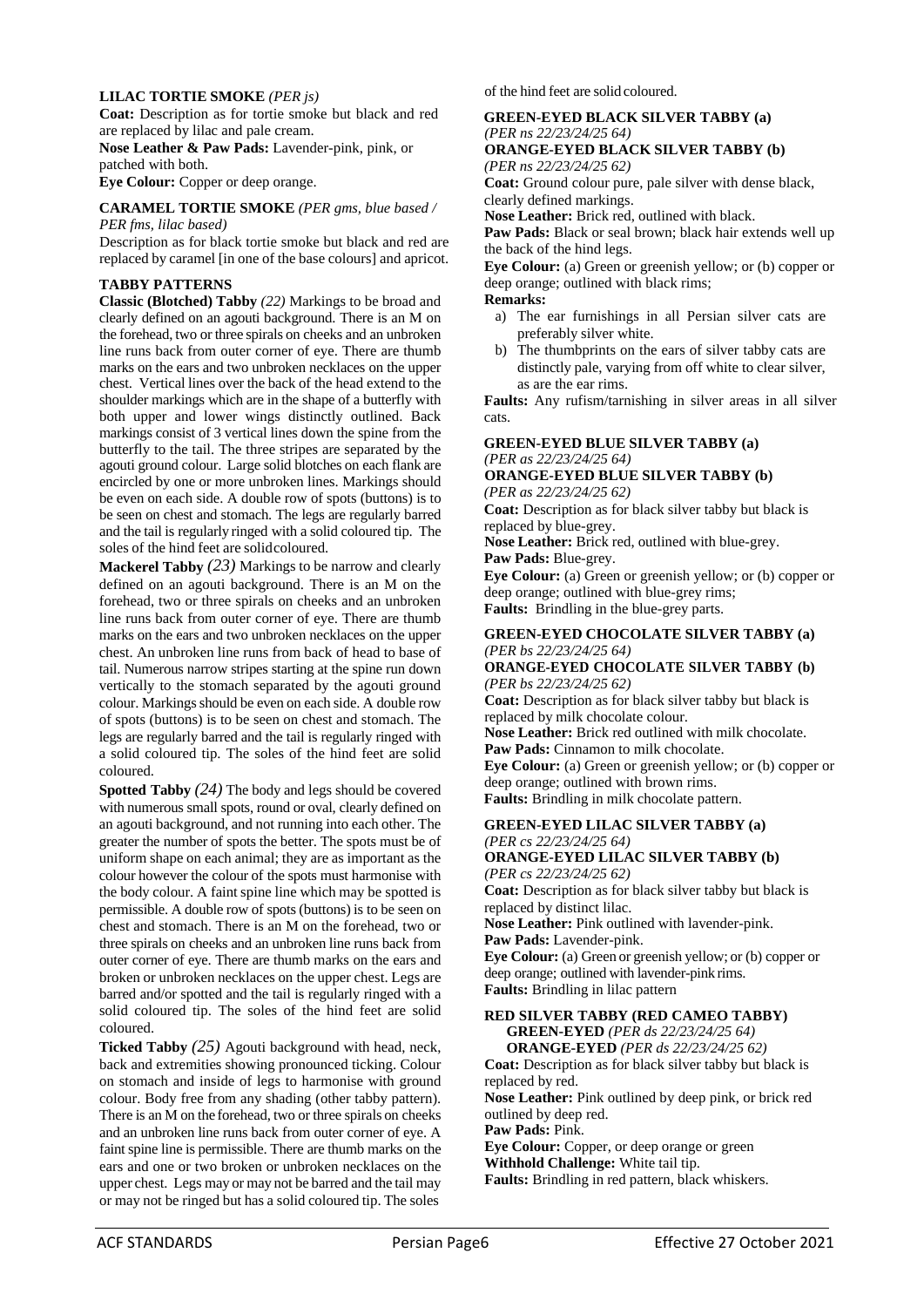### LILAC TORTIE SMOKE *(PER js)*

**Coat:** Description as for tortie smoke but black and red are replaced by lilac and pale cream.

**Nose Leather & Paw Pads:** Lavender-pink, pink, or patched with both.

**Eye Colour:** Copper or deep orange.

### CARAMEL TORTIE SMOKE *(PER gms, blue based / PER fms, lilac based)*

Description as for black tortie smoke but black and red are replaced by caramel [in one of the base colours] and apricot.

### TABBY PATTERNS

**Classic (Blotched) Tabby** *(22)* Markings to be broad and clearly defined on an agouti background. There is an M on the forehead, two or three spirals on cheeks and an unbroken line runs back from outer corner of eye. There are thumb marks on the ears and two unbroken necklaces on the upper chest. Vertical lines over the back of the head extend to the shoulder markings which are in the shape of a butterfly with both upper and lower wings distinctly outlined. Back markings consist of 3 vertical lines down the spine from the butterfly to the tail. The three stripes are separated by the agouti ground colour. Large solid blotches on each flank are encircled by one or more unbroken lines. Markings should be even on each side. A double row of spots (buttons) is to be seen on chest and stomach. The legs are regularly barred and the tail is regularly ringed with a solid coloured tip. The soles of the hind feet are solid coloured.

**Mackerel Tabby** *(23)* Markings to be narrow and clearly defined on an agouti background. There is an M on the forehead, two or three spirals on cheeks and an unbroken line runs back from outer corner of eye. There are thumb marks on the ears and two unbroken necklaces on the upper chest. An unbroken line runs from back of head to base of tail. Numerous narrow stripes starting at the spine run down vertically to the stomach separated by the agouti ground colour. Markings should be even on each side. A double row of spots (buttons) is to be seen on chest and stomach. The legs are regularly barred and the tail is regularly ringed with a solid coloured tip. The soles of the hind feet are solid coloured.

**Spotted Tabby** *(24)* The body and legs should be covered with numerous small spots, round or oval, clearly defined on an agouti background, and not running into each other. The greater the number of spots the better. The spots must be of uniform shape on each animal; they are as important as the colour however the colour of the spots must harmonise with the body colour. A faint spine line which may be spotted is permissible. A double row of spots (buttons) is to be seen on chest and stomach. There is an M on the forehead, two or three spirals on cheeks and an unbroken line runs back from outer corner of eye. There are thumb marks on the ears and broken or unbroken necklaces on the upper chest. Legs are barred and/or spotted and the tail is regularly ringed with a solid coloured tip. The soles of the hind feet are solid coloured.

**Ticked Tabby** *(25)* Agouti background with head, neck, back and extremities showing pronounced ticking. Colour on stomach and inside of legs to harmonise with ground colour. Body free from any shading (other tabby pattern). There is an M on the forehead, two or three spirals on cheeks and an unbroken line runs back from outer corner of eye. A faint spine line is permissible. There are thumb marks on the ears and one or two broken or unbroken necklaces on the upper chest. Legs may or may not be barred and the tail may or may not be ringed but has a solid coloured tip. The soles of the hind feet are solid coloured.

### GREEN-EYED BLACK SILVER TABBY (a) *(PER ns 22/23/24/25 64)*
### ORANGE-EYED BLACK SILVER TABBY (b) *(PER ns 22/23/24/25 62)*

**Coat:** Ground colour pure, pale silver with dense black, clearly defined markings.

**Nose Leather:** Brick red, outlined with black.

**Paw Pads:** Black or seal brown; black hair extends well up the back of the hind legs.

**Eye Colour:** (a) Green or greenish yellow; or (b) copper or deep orange; outlined with black rims;

**Remarks:**

a) The ear furnishings in all Persian silver cats are preferably silver white.
b) The thumbprints on the ears of silver tabby cats are distinctly pale, varying from off white to clear silver, as are the ear rims.

**Faults:** Any rufism/tarnishing in silver areas in all silver cats.

### GREEN-EYED BLUE SILVER TABBY (a) *(PER as 22/23/24/25 64)*
### ORANGE-EYED BLUE SILVER TABBY (b) *(PER as 22/23/24/25 62)*

**Coat:** Description as for black silver tabby but black is replaced by blue-grey.

**Nose Leather:** Brick red, outlined with blue-grey.

**Paw Pads:** Blue-grey.

**Eye Colour:** (a) Green or greenish yellow; or (b) copper or deep orange; outlined with blue-grey rims;

**Faults:** Brindling in the blue-grey parts.

### GREEN-EYED CHOCOLATE SILVER TABBY (a) *(PER bs 22/23/24/25 64)*
### ORANGE-EYED CHOCOLATE SILVER TABBY (b) *(PER bs 22/23/24/25 62)*

**Coat:** Description as for black silver tabby but black is replaced by milk chocolate colour.

**Nose Leather:** Brick red outlined with milk chocolate.

**Paw Pads:** Cinnamon to milk chocolate.

**Eye Colour:** (a) Green or greenish yellow; or (b) copper or deep orange; outlined with brown rims.

**Faults:** Brindling in milk chocolate pattern.

### GREEN-EYED LILAC SILVER TABBY (a) *(PER cs 22/23/24/25 64)*
### ORANGE-EYED LILAC SILVER TABBY (b) *(PER cs 22/23/24/25 62)*

**Coat:** Description as for black silver tabby but black is replaced by distinct lilac.

**Nose Leather:** Pink outlined with lavender-pink.

**Paw Pads:** Lavender-pink.

**Eye Colour:** (a) Green or greenish yellow; or (b) copper or deep orange; outlined with lavender-pink rims.

**Faults:** Brindling in lilac pattern

### RED SILVER TABBY (RED CAMEO TABBY)
**GREEN-EYED** *(PER ds 22/23/24/25 64)*
**ORANGE-EYED** *(PER ds 22/23/24/25 62)*

**Coat:** Description as for black silver tabby but black is replaced by red.

**Nose Leather:** Pink outlined by deep pink, or brick red outlined by deep red.

**Paw Pads:** Pink.

**Eye Colour:** Copper, or deep orange or green

**Withhold Challenge:** White tail tip.

**Faults:** Brindling in red pattern, black whiskers.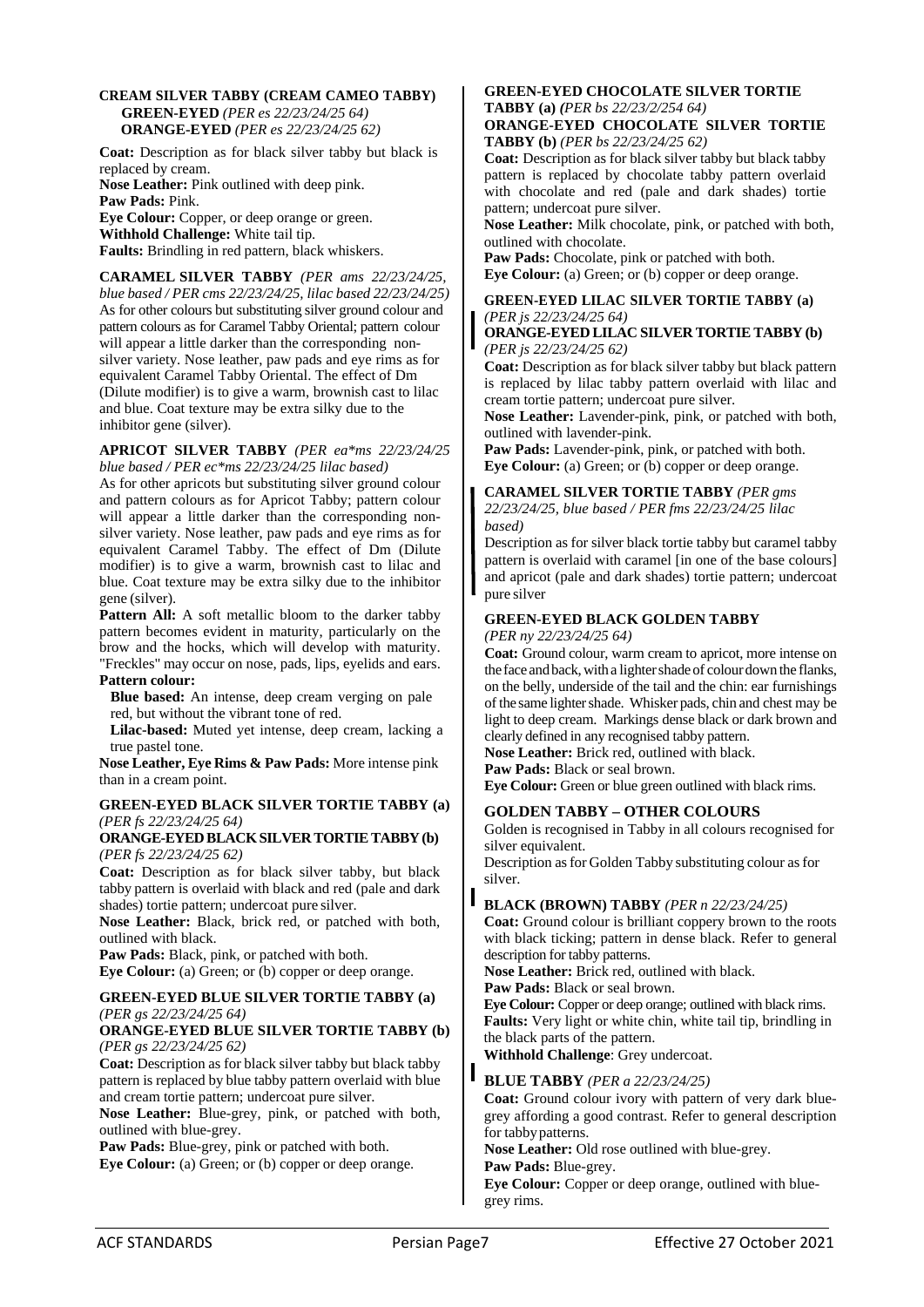### CREAM SILVER TABBY (CREAM CAMEO TABBY)

**GREEN-EYED** *(PER es 22/23/24/25 64)*
**ORANGE-EYED** *(PER es 22/23/24/25 62)*

**Coat:** Description as for black silver tabby but black is replaced by cream.
**Nose Leather:** Pink outlined with deep pink.
**Paw Pads:** Pink.
**Eye Colour:** Copper, or deep orange or green.
**Withhold Challenge:** White tail tip.
**Faults:** Brindling in red pattern, black whiskers.

### CARAMEL SILVER TABBY *(PER ams 22/23/24/25, blue based / PER cms 22/23/24/25, lilac based 22/23/24/25)*

As for other colours but substituting silver ground colour and pattern colours as for Caramel Tabby Oriental; pattern colour will appear a little darker than the corresponding non-silver variety. Nose leather, paw pads and eye rims as for equivalent Caramel Tabby Oriental. The effect of Dm (Dilute modifier) is to give a warm, brownish cast to lilac and blue. Coat texture may be extra silky due to the inhibitor gene (silver).

### APRICOT SILVER TABBY *(PER ea*ms 22/23/24/25 blue based / PER ec*ms 22/23/24/25 lilac based)*

As for other apricots but substituting silver ground colour and pattern colours as for Apricot Tabby; pattern colour will appear a little darker than the corresponding non-silver variety. Nose leather, paw pads and eye rims as for equivalent Caramel Tabby. The effect of Dm (Dilute modifier) is to give a warm, brownish cast to lilac and blue. Coat texture may be extra silky due to the inhibitor gene (silver).

**Pattern All:** A soft metallic bloom to the darker tabby pattern becomes evident in maturity, particularly on the brow and the hocks, which will develop with maturity. "Freckles" may occur on nose, pads, lips, eyelids and ears.
**Pattern colour:**

**Blue based:** An intense, deep cream verging on pale red, but without the vibrant tone of red.
**Lilac-based:** Muted yet intense, deep cream, lacking a true pastel tone.

**Nose Leather, Eye Rims & Paw Pads:** More intense pink than in a cream point.

### GREEN-EYED BLACK SILVER TORTIE TABBY (a) *(PER fs 22/23/24/25 64)*
### ORANGE-EYED BLACK SILVER TORTIE TABBY (b) *(PER fs 22/23/24/25 62)*

**Coat:** Description as for black silver tabby, but black tabby pattern is overlaid with black and red (pale and dark shades) tortie pattern; undercoat pure silver.
**Nose Leather:** Black, brick red, or patched with both, outlined with black.
**Paw Pads:** Black, pink, or patched with both.
**Eye Colour:** (a) Green; or (b) copper or deep orange.

### GREEN-EYED BLUE SILVER TORTIE TABBY (a) *(PER gs 22/23/24/25 64)*
### ORANGE-EYED BLUE SILVER TORTIE TABBY (b) *(PER gs 22/23/24/25 62)*

**Coat:** Description as for black silver tabby but black tabby pattern is replaced by blue tabby pattern overlaid with blue and cream tortie pattern; undercoat pure silver.
**Nose Leather:** Blue-grey, pink, or patched with both, outlined with blue-grey.
**Paw Pads:** Blue-grey, pink or patched with both.
**Eye Colour:** (a) Green; or (b) copper or deep orange.

### GREEN-EYED CHOCOLATE SILVER TORTIE TABBY (a) *(PER bs 22/23/2/254 64)*
### ORANGE-EYED CHOCOLATE SILVER TORTIE TABBY (b) *(PER bs 22/23/24/25 62)*

**Coat:** Description as for black silver tabby but black tabby pattern is replaced by chocolate tabby pattern overlaid with chocolate and red (pale and dark shades) tortie pattern; undercoat pure silver.
**Nose Leather:** Milk chocolate, pink, or patched with both, outlined with chocolate.
**Paw Pads:** Chocolate, pink or patched with both.
**Eye Colour:** (a) Green; or (b) copper or deep orange.

### GREEN-EYED LILAC SILVER TORTIE TABBY (a) *(PER js 22/23/24/25 64)*
### ORANGE-EYED LILAC SILVER TORTIE TABBY (b) *(PER js 22/23/24/25 62)*

**Coat:** Description as for black silver tabby but black pattern is replaced by lilac tabby pattern overlaid with lilac and cream tortie pattern; undercoat pure silver.
**Nose Leather:** Lavender-pink, pink, or patched with both, outlined with lavender-pink.
**Paw Pads:** Lavender-pink, pink, or patched with both.
**Eye Colour:** (a) Green; or (b) copper or deep orange.

### CARAMEL SILVER TORTIE TABBY *(PER gms 22/23/24/25, blue based / PER fms 22/23/24/25 lilac based)*

Description as for silver black tortie tabby but caramel tabby pattern is overlaid with caramel [in one of the base colours] and apricot (pale and dark shades) tortie pattern; undercoat pure silver

### GREEN-EYED BLACK GOLDEN TABBY *(PER ny 22/23/24/25 64)*

**Coat:** Ground colour, warm cream to apricot, more intense on the face and back, with a lighter shade of colour down the flanks, on the belly, underside of the tail and the chin: ear furnishings of the same lighter shade. Whisker pads, chin and chest may be light to deep cream. Markings dense black or dark brown and clearly defined in any recognised tabby pattern.
**Nose Leather:** Brick red, outlined with black.
**Paw Pads:** Black or seal brown.
**Eye Colour:** Green or blue green outlined with black rims.

### GOLDEN TABBY – OTHER COLOURS

Golden is recognised in Tabby in all colours recognised for silver equivalent.
Description as for Golden Tabby substituting colour as for silver.

### BLACK (BROWN) TABBY *(PER n 22/23/24/25)*

**Coat:** Ground colour is brilliant coppery brown to the roots with black ticking; pattern in dense black. Refer to general description for tabby patterns.
**Nose Leather:** Brick red, outlined with black.
**Paw Pads:** Black or seal brown.
**Eye Colour:** Copper or deep orange; outlined with black rims.
**Faults:** Very light or white chin, white tail tip, brindling in the black parts of the pattern.
**Withhold Challenge**: Grey undercoat.

### BLUE TABBY *(PER a 22/23/24/25)*

**Coat:** Ground colour ivory with pattern of very dark blue-grey affording a good contrast. Refer to general description for tabby patterns.
**Nose Leather:** Old rose outlined with blue-grey.
**Paw Pads:** Blue-grey.
**Eye Colour:** Copper or deep orange, outlined with blue-grey rims.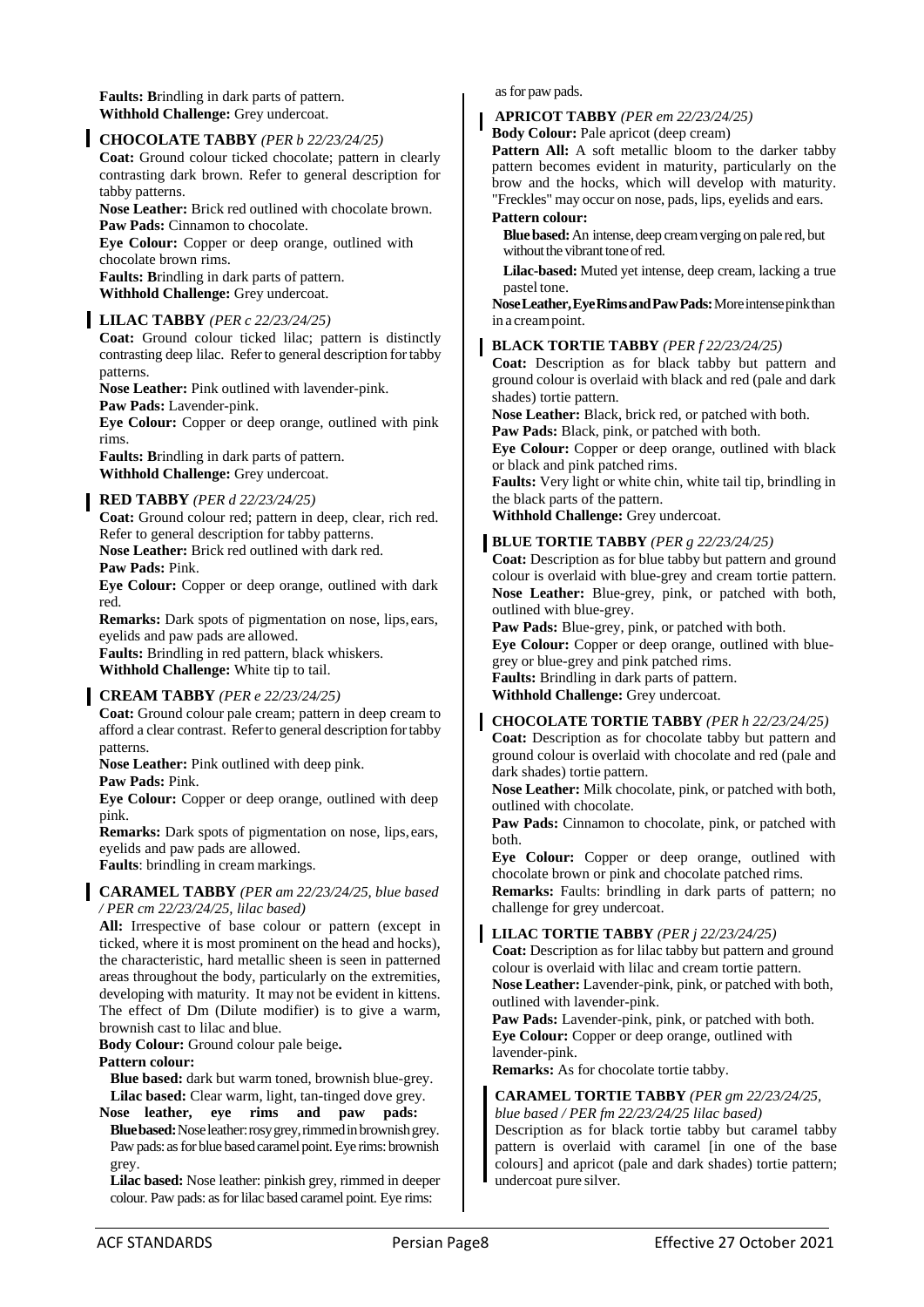**Faults:** Brindling in dark parts of pattern.
**Withhold Challenge:** Grey undercoat.

### CHOCOLATE TABBY *(PER b 22/23/24/25)*

**Coat:** Ground colour ticked chocolate; pattern in clearly contrasting dark brown. Refer to general description for tabby patterns.
**Nose Leather:** Brick red outlined with chocolate brown.
**Paw Pads:** Cinnamon to chocolate.
**Eye Colour:** Copper or deep orange, outlined with chocolate brown rims.
**Faults:** Brindling in dark parts of pattern.
**Withhold Challenge:** Grey undercoat.

### LILAC TABBY *(PER c 22/23/24/25)*

**Coat:** Ground colour ticked lilac; pattern is distinctly contrasting deep lilac. Refer to general description for tabby patterns.
**Nose Leather:** Pink outlined with lavender-pink.
**Paw Pads:** Lavender-pink.
**Eye Colour:** Copper or deep orange, outlined with pink rims.
**Faults:** Brindling in dark parts of pattern.
**Withhold Challenge:** Grey undercoat.

### RED TABBY *(PER d 22/23/24/25)*

**Coat:** Ground colour red; pattern in deep, clear, rich red. Refer to general description for tabby patterns.
**Nose Leather:** Brick red outlined with dark red.
**Paw Pads:** Pink.
**Eye Colour:** Copper or deep orange, outlined with dark red.
**Remarks:** Dark spots of pigmentation on nose, lips, ears, eyelids and paw pads are allowed.
**Faults:** Brindling in red pattern, black whiskers.
**Withhold Challenge:** White tip to tail.

### CREAM TABBY *(PER e 22/23/24/25)*

**Coat:** Ground colour pale cream; pattern in deep cream to afford a clear contrast. Refer to general description for tabby patterns.
**Nose Leather:** Pink outlined with deep pink.
**Paw Pads:** Pink.
**Eye Colour:** Copper or deep orange, outlined with deep pink.
**Remarks:** Dark spots of pigmentation on nose, lips, ears, eyelids and paw pads are allowed.
**Faults**: brindling in cream markings.

### CARAMEL TABBY *(PER am 22/23/24/25, blue based / PER cm 22/23/24/25, lilac based)*

**All:** Irrespective of base colour or pattern (except in ticked, where it is most prominent on the head and hocks), the characteristic, hard metallic sheen is seen in patterned areas throughout the body, particularly on the extremities, developing with maturity. It may not be evident in kittens. The effect of Dm (Dilute modifier) is to give a warm, brownish cast to lilac and blue.
**Body Colour:** Ground colour pale beige.
**Pattern colour:**

**Blue based:** dark but warm toned, brownish blue-grey.
**Lilac based:** Clear warm, light, tan-tinged dove grey.

**Nose leather, eye rims and paw pads:**

**Blue based:** Nose leather: rosy grey, rimmed in brownish grey. Paw pads: as for blue based caramel point. Eye rims: brownish grey.

**Lilac based:** Nose leather: pinkish grey, rimmed in deeper colour. Paw pads: as for lilac based caramel point. Eye rims: as for paw pads.

### APRICOT TABBY *(PER em 22/23/24/25)*

**Body Colour:** Pale apricot (deep cream)
**Pattern All:** A soft metallic bloom to the darker tabby pattern becomes evident in maturity, particularly on the brow and the hocks, which will develop with maturity. "Freckles" may occur on nose, pads, lips, eyelids and ears.
**Pattern colour:**

**Blue based:** An intense, deep cream verging on pale red, but without the vibrant tone of red.

**Lilac-based:** Muted yet intense, deep cream, lacking a true pastel tone.

**Nose Leather, Eye Rims and Paw Pads:** More intense pink than in a cream point.

### BLACK TORTIE TABBY *(PER f 22/23/24/25)*

**Coat:** Description as for black tabby but pattern and ground colour is overlaid with black and red (pale and dark shades) tortie pattern.
**Nose Leather:** Black, brick red, or patched with both.
**Paw Pads:** Black, pink, or patched with both.
**Eye Colour:** Copper or deep orange, outlined with black or black and pink patched rims.
**Faults:** Very light or white chin, white tail tip, brindling in the black parts of the pattern.
**Withhold Challenge:** Grey undercoat.

### BLUE TORTIE TABBY *(PER g 22/23/24/25)*

**Coat:** Description as for blue tabby but pattern and ground colour is overlaid with blue-grey and cream tortie pattern.
**Nose Leather:** Blue-grey, pink, or patched with both, outlined with blue-grey.
**Paw Pads:** Blue-grey, pink, or patched with both.
**Eye Colour:** Copper or deep orange, outlined with blue-grey or blue-grey and pink patched rims.
**Faults:** Brindling in dark parts of pattern.
**Withhold Challenge:** Grey undercoat.

### CHOCOLATE TORTIE TABBY *(PER h 22/23/24/25)*

**Coat:** Description as for chocolate tabby but pattern and ground colour is overlaid with chocolate and red (pale and dark shades) tortie pattern.
**Nose Leather:** Milk chocolate, pink, or patched with both, outlined with chocolate.
**Paw Pads:** Cinnamon to chocolate, pink, or patched with both.
**Eye Colour:** Copper or deep orange, outlined with chocolate brown or pink and chocolate patched rims.
**Remarks:** Faults: brindling in dark parts of pattern; no challenge for grey undercoat.

### LILAC TORTIE TABBY *(PER j 22/23/24/25)*

**Coat:** Description as for lilac tabby but pattern and ground colour is overlaid with lilac and cream tortie pattern.
**Nose Leather:** Lavender-pink, pink, or patched with both, outlined with lavender-pink.
**Paw Pads:** Lavender-pink, pink, or patched with both.
**Eye Colour:** Copper or deep orange, outlined with lavender-pink.
**Remarks:** As for chocolate tortie tabby.

### CARAMEL TORTIE TABBY *(PER gm 22/23/24/25, blue based / PER fm 22/23/24/25 lilac based)*

Description as for black tortie tabby but caramel tabby pattern is overlaid with caramel [in one of the base colours] and apricot (pale and dark shades) tortie pattern; undercoat pure silver.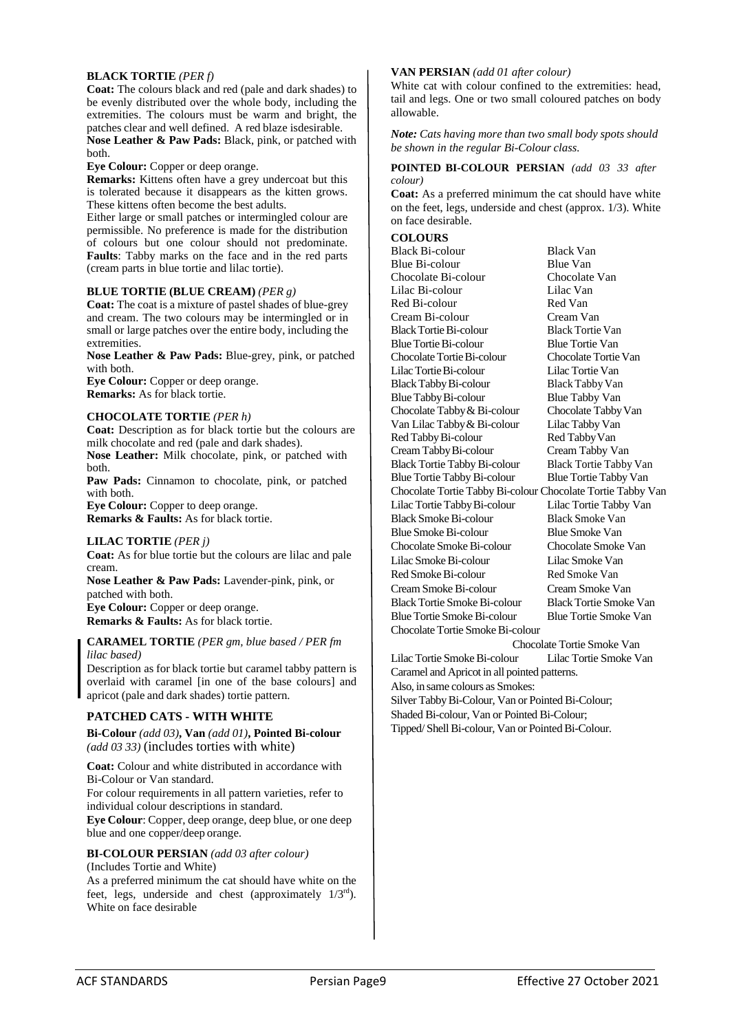### BLACK TORTIE *(PER f)*

**Coat:** The colours black and red (pale and dark shades) to be evenly distributed over the whole body, including the extremities. The colours must be warm and bright, the patches clear and well defined. A red blaze isdesirable.

**Nose Leather & Paw Pads:** Black, pink, or patched with both.

**Eye Colour:** Copper or deep orange.

**Remarks:** Kittens often have a grey undercoat but this is tolerated because it disappears as the kitten grows. These kittens often become the best adults.

Either large or small patches or intermingled colour are permissible. No preference is made for the distribution of colours but one colour should not predominate.

**Faults**: Tabby marks on the face and in the red parts (cream parts in blue tortie and lilac tortie).

### BLUE TORTIE (BLUE CREAM) *(PER g)*

**Coat:** The coat is a mixture of pastel shades of blue-grey and cream. The two colours may be intermingled or in small or large patches over the entire body, including the extremities.

**Nose Leather & Paw Pads:** Blue-grey, pink, or patched with both.

**Eye Colour:** Copper or deep orange.

**Remarks:** As for black tortie.

### CHOCOLATE TORTIE *(PER h)*

**Coat:** Description as for black tortie but the colours are milk chocolate and red (pale and dark shades).

**Nose Leather:** Milk chocolate, pink, or patched with both.

**Paw Pads:** Cinnamon to chocolate, pink, or patched with both.

**Eye Colour:** Copper to deep orange.

**Remarks & Faults:** As for black tortie.

### LILAC TORTIE *(PER j)*

**Coat:** As for blue tortie but the colours are lilac and pale cream.

**Nose Leather & Paw Pads:** Lavender-pink, pink, or patched with both.

**Eye Colour:** Copper or deep orange.

**Remarks & Faults:** As for black tortie.

### CARAMEL TORTIE *(PER gm, blue based / PER fm lilac based)*

Description as for black tortie but caramel tabby pattern is overlaid with caramel [in one of the base colours] and apricot (pale and dark shades) tortie pattern.

## PATCHED CATS - WITH WHITE

**Bi-Colour** *(add 03)*, **Van** *(add 01)*, **Pointed Bi-colour** *(add 03 33)* (includes torties with white)

**Coat:** Colour and white distributed in accordance with Bi-Colour or Van standard.

For colour requirements in all pattern varieties, refer to individual colour descriptions in standard.

**Eye Colour**: Copper, deep orange, deep blue, or one deep blue and one copper/deep orange.

### BI-COLOUR PERSIAN *(add 03 after colour)*

(Includes Tortie and White)

As a preferred minimum the cat should have white on the feet, legs, underside and chest (approximately 1/3rd). White on face desirable

### VAN PERSIAN *(add 01 after colour)*

White cat with colour confined to the extremities: head, tail and legs. One or two small coloured patches on body allowable.

***Note:*** *Cats having more than two small body spots should be shown in the regular Bi-Colour class.*

### POINTED BI-COLOUR PERSIAN *(add 03 33 after colour)*

**Coat:** As a preferred minimum the cat should have white on the feet, legs, underside and chest (approx. 1/3). White on face desirable.

### COLOURS

| | |
|---|---|
| Black Bi-colour | Black Van |
| Blue Bi-colour | Blue Van |
| Chocolate Bi-colour | Chocolate Van |
| Lilac Bi-colour | Lilac Van |
| Red Bi-colour | Red Van |
| Cream Bi-colour | Cream Van |
| Black Tortie Bi-colour | Black Tortie Van |
| Blue Tortie Bi-colour | Blue Tortie Van |
| Chocolate Tortie Bi-colour | Chocolate Tortie Van |
| Lilac Tortie Bi-colour | Lilac Tortie Van |
| Black Tabby Bi-colour | Black Tabby Van |
| Blue Tabby Bi-colour | Blue Tabby Van |
| Chocolate Tabby & Bi-colour | Chocolate Tabby Van |
| Van Lilac Tabby & Bi-colour | Lilac Tabby Van |
| Red Tabby Bi-colour | Red Tabby Van |
| Cream Tabby Bi-colour | Cream Tabby Van |
| Black Tortie Tabby Bi-colour | Black Tortie Tabby Van |
| Blue Tortie Tabby Bi-colour | Blue Tortie Tabby Van |
| Chocolate Tortie Tabby Bi-colour | Chocolate Tortie Tabby Van |
| Lilac Tortie Tabby Bi-colour | Lilac Tortie Tabby Van |
| Black Smoke Bi-colour | Black Smoke Van |
| Blue Smoke Bi-colour | Blue Smoke Van |
| Chocolate Smoke Bi-colour | Chocolate Smoke Van |
| Lilac Smoke Bi-colour | Lilac Smoke Van |
| Red Smoke Bi-colour | Red Smoke Van |
| Cream Smoke Bi-colour | Cream Smoke Van |
| Black Tortie Smoke Bi-colour | Black Tortie Smoke Van |
| Blue Tortie Smoke Bi-colour | Blue Tortie Smoke Van |
| Chocolate Tortie Smoke Bi-colour | Chocolate Tortie Smoke Van |
| Lilac Tortie Smoke Bi-colour | Lilac Tortie Smoke Van |

Caramel and Apricot in all pointed patterns.

Also, in same colours as Smokes:

Silver Tabby Bi-Colour, Van or Pointed Bi-Colour;

Shaded Bi-colour, Van or Pointed Bi-Colour;

Tipped/ Shell Bi-colour, Van or Pointed Bi-Colour.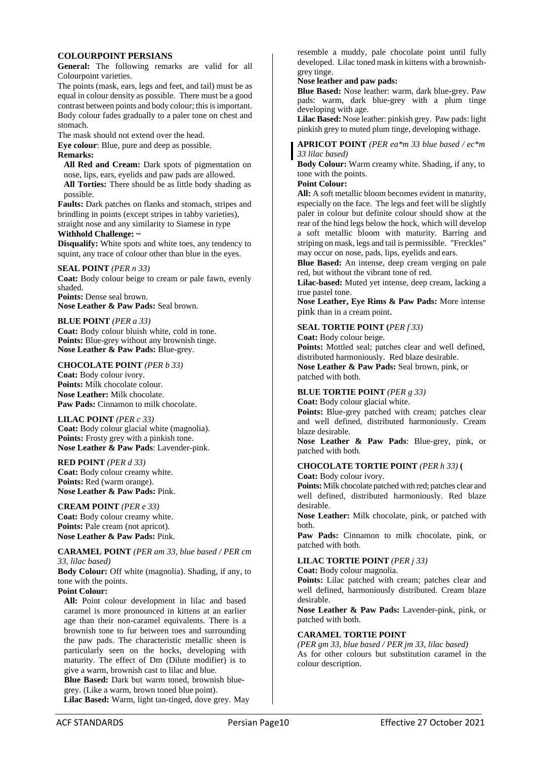## COLOURPOINT PERSIANS

**General:** The following remarks are valid for all Colourpoint varieties.

The points (mask, ears, legs and feet, and tail) must be as equal in colour density as possible. There must be a good contrast between points and body colour; this is important. Body colour fades gradually to a paler tone on chest and stomach.

The mask should not extend over the head.

**Eye colour**: Blue, pure and deep as possible.

**Remarks:**

**All Red and Cream:** Dark spots of pigmentation on nose, lips, ears, eyelids and paw pads are allowed.

**All Torties:** There should be as little body shading as possible.

**Faults:** Dark patches on flanks and stomach, stripes and brindling in points (except stripes in tabby varieties), straight nose and any similarity to Siamese in type

**Withhold Challenge: ~**

**Disqualify:** White spots and white toes, any tendency to squint, any trace of colour other than blue in the eyes.

**SEAL POINT** *(PER n 33)*

**Coat:** Body colour beige to cream or pale fawn, evenly shaded.

**Points:** Dense seal brown.

**Nose Leather & Paw Pads:** Seal brown.

**BLUE POINT** *(PER a 33)*

**Coat:** Body colour bluish white, cold in tone.

**Points:** Blue-grey without any brownish tinge.

**Nose Leather & Paw Pads:** Blue-grey.

**CHOCOLATE POINT** *(PER b 33)*

**Coat:** Body colour ivory.

**Points:** Milk chocolate colour.

**Nose Leather:** Milk chocolate.

**Paw Pads:** Cinnamon to milk chocolate.

**LILAC POINT** *(PER c 33)*

**Coat:** Body colour glacial white (magnolia).

**Points:** Frosty grey with a pinkish tone.

**Nose Leather & Paw Pads**: Lavender-pink.

**RED POINT** *(PER d 33)*

**Coat:** Body colour creamy white.

**Points:** Red (warm orange).

**Nose Leather & Paw Pads:** Pink.

**CREAM POINT** *(PER e 33)*

**Coat:** Body colour creamy white.

**Points:** Pale cream (not apricot).

**Nose Leather & Paw Pads:** Pink.

**CARAMEL POINT** *(PER am 33, blue based / PER cm 33, lilac based)*

**Body Colour:** Off white (magnolia). Shading, if any, to tone with the points.

**Point Colour:**

**All:** Point colour development in lilac and based caramel is more pronounced in kittens at an earlier age than their non-caramel equivalents. There is a brownish tone to fur between toes and surrounding the paw pads. The characteristic metallic sheen is particularly seen on the hocks, developing with maturity. The effect of Dm (Dilute modifier) is to give a warm, brownish cast to lilac and blue.

**Blue Based:** Dark but warm toned, brownish blue-grey. (Like a warm, brown toned blue point).

**Lilac Based:** Warm, light tan-tinged, dove grey. May resemble a muddy, pale chocolate point until fully developed. Lilac toned mask in kittens with a brownish-grey tinge.

**Nose leather and paw pads:**

**Blue Based:** Nose leather: warm, dark blue-grey. Paw pads: warm, dark blue-grey with a plum tinge developing with age.

**Lilac Based:** Nose leather: pinkish grey. Paw pads: light pinkish grey to muted plum tinge, developing withage.

**APRICOT POINT** *(PER ea*m 33 blue based / ec*m 33 lilac based)*

**Body Colour:** Warm creamy white. Shading, if any, to tone with the points.

**Point Colour:**

**All:** A soft metallic bloom becomes evident in maturity, especially on the face. The legs and feet will be slightly paler in colour but definite colour should show at the rear of the hind legs below the hock, which will develop a soft metallic bloom with maturity. Barring and striping on mask, legs and tail is permissible. "Freckles" may occur on nose, pads, lips, eyelids and ears.

**Blue Based:** An intense, deep cream verging on pale red, but without the vibrant tone of red.

**Lilac-based:** Muted yet intense, deep cream, lacking a true pastel tone.

**Nose Leather, Eye Rims & Paw Pads:** More intense pink than in a cream point.

**SEAL TORTIE POINT (***PER f 33)*

**Coat:** Body colour beige.

**Points:** Mottled seal; patches clear and well defined, distributed harmoniously. Red blaze desirable.

**Nose Leather & Paw Pads:** Seal brown, pink, or patched with both.

**BLUE TORTIE POINT** *(PER g 33)*

**Coat:** Body colour glacial white.

**Points:** Blue-grey patched with cream; patches clear and well defined, distributed harmoniously. Cream blaze desirable.

**Nose Leather & Paw Pads**: Blue-grey, pink, or patched with both.

**CHOCOLATE TORTIE POINT** *(PER h 33)* **(**

**Coat:** Body colour ivory.

**Points:** Milk chocolate patched with red; patches clear and well defined, distributed harmoniously. Red blaze desirable.

**Nose Leather:** Milk chocolate, pink, or patched with both.

**Paw Pads:** Cinnamon to milk chocolate, pink, or patched with both.

**LILAC TORTIE POINT** *(PER j 33)*

**Coat:** Body colour magnolia.

**Points:** Lilac patched with cream; patches clear and well defined, harmoniously distributed. Cream blaze desirable.

**Nose Leather & Paw Pads:** Lavender-pink, pink, or patched with both.

**CARAMEL TORTIE POINT**

*(PER gm 33, blue based / PER jm 33, lilac based)*

As for other colours but substitution caramel in the colour description.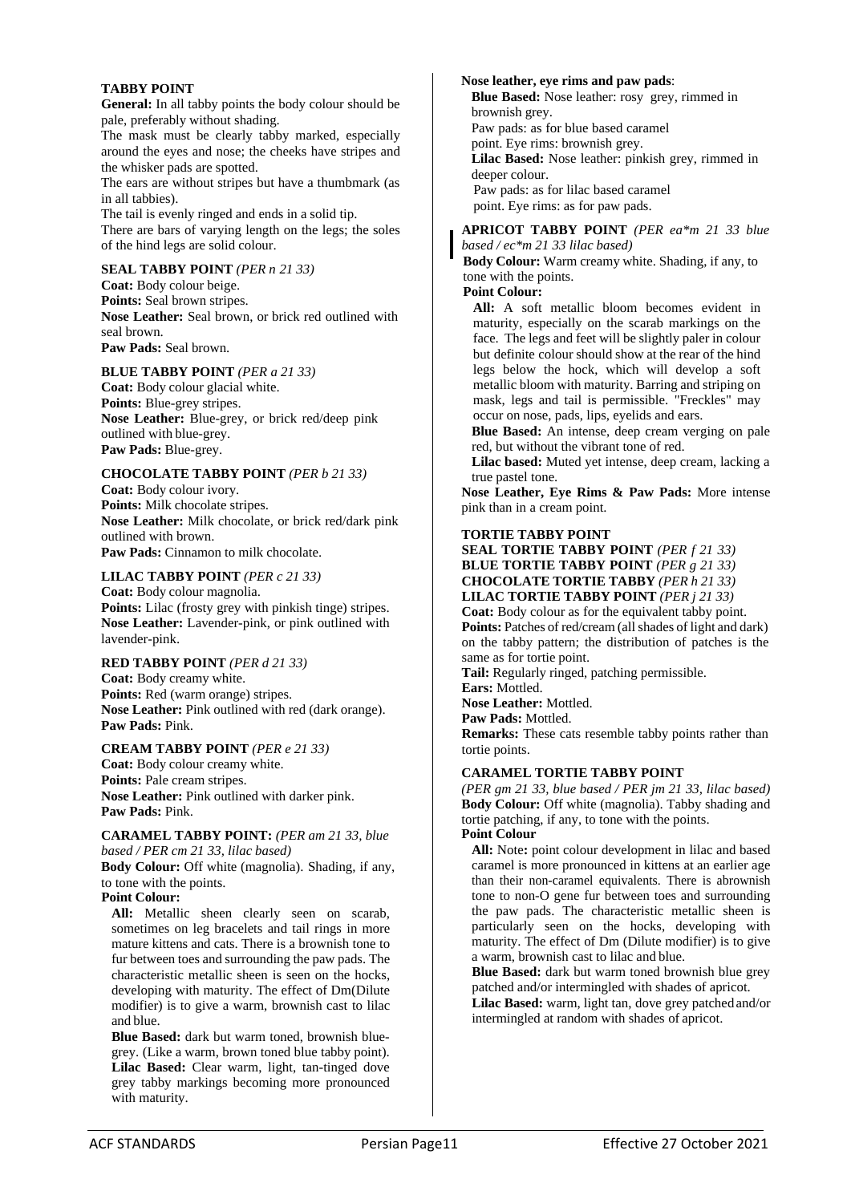### TABBY POINT

**General:** In all tabby points the body colour should be pale, preferably without shading.

The mask must be clearly tabby marked, especially around the eyes and nose; the cheeks have stripes and the whisker pads are spotted.

The ears are without stripes but have a thumbmark (as in all tabbies).

The tail is evenly ringed and ends in a solid tip.

There are bars of varying length on the legs; the soles of the hind legs are solid colour.

**SEAL TABBY POINT** *(PER n 21 33)*

**Coat:** Body colour beige.
**Points:** Seal brown stripes.
**Nose Leather:** Seal brown, or brick red outlined with seal brown.
**Paw Pads:** Seal brown.

**BLUE TABBY POINT** *(PER a 21 33)*

**Coat:** Body colour glacial white.
**Points:** Blue-grey stripes.
**Nose Leather:** Blue-grey, or brick red/deep pink outlined with blue-grey.
**Paw Pads:** Blue-grey.

**CHOCOLATE TABBY POINT** *(PER b 21 33)*

**Coat:** Body colour ivory.
**Points:** Milk chocolate stripes.
**Nose Leather:** Milk chocolate, or brick red/dark pink outlined with brown.
**Paw Pads:** Cinnamon to milk chocolate.

**LILAC TABBY POINT** *(PER c 21 33)*

**Coat:** Body colour magnolia.
**Points:** Lilac (frosty grey with pinkish tinge) stripes.
**Nose Leather:** Lavender-pink, or pink outlined with lavender-pink.

**RED TABBY POINT** *(PER d 21 33)*

**Coat:** Body creamy white.
**Points:** Red (warm orange) stripes.
**Nose Leather:** Pink outlined with red (dark orange).
**Paw Pads:** Pink.

**CREAM TABBY POINT** *(PER e 21 33)*

**Coat:** Body colour creamy white.
**Points:** Pale cream stripes.
**Nose Leather:** Pink outlined with darker pink.
**Paw Pads:** Pink.

**CARAMEL TABBY POINT:** *(PER am 21 33, blue based / PER cm 21 33, lilac based)*

**Body Colour:** Off white (magnolia). Shading, if any, to tone with the points.

**Point Colour:**

**All:** Metallic sheen clearly seen on scarab, sometimes on leg bracelets and tail rings in more mature kittens and cats. There is a brownish tone to fur between toes and surrounding the paw pads. The characteristic metallic sheen is seen on the hocks, developing with maturity. The effect of Dm(Dilute modifier) is to give a warm, brownish cast to lilac and blue.

**Blue Based:** dark but warm toned, brownish blue-grey. (Like a warm, brown toned blue tabby point).

**Lilac Based:** Clear warm, light, tan-tinged dove grey tabby markings becoming more pronounced with maturity.

**Nose leather, eye rims and paw pads**:

**Blue Based:** Nose leather: rosy grey, rimmed in brownish grey.
Paw pads: as for blue based caramel point. Eye rims: brownish grey.

**Lilac Based:** Nose leather: pinkish grey, rimmed in deeper colour.
Paw pads: as for lilac based caramel point. Eye rims: as for paw pads.

**APRICOT TABBY POINT** *(PER ea*m 21 33 blue based / ec*m 21 33 lilac based)*

**Body Colour:** Warm creamy white. Shading, if any, to tone with the points.

**Point Colour:**

**All:** A soft metallic bloom becomes evident in maturity, especially on the scarab markings on the face. The legs and feet will be slightly paler in colour but definite colour should show at the rear of the hind legs below the hock, which will develop a soft metallic bloom with maturity. Barring and striping on mask, legs and tail is permissible. "Freckles" may occur on nose, pads, lips, eyelids and ears.

**Blue Based:** An intense, deep cream verging on pale red, but without the vibrant tone of red.

**Lilac based:** Muted yet intense, deep cream, lacking a true pastel tone.

**Nose Leather, Eye Rims & Paw Pads:** More intense pink than in a cream point.

### TORTIE TABBY POINT

**SEAL TORTIE TABBY POINT** *(PER f 21 33)*
**BLUE TORTIE TABBY POINT** *(PER g 21 33)*
**CHOCOLATE TORTIE TABBY** *(PER h 21 33)*
**LILAC TORTIE TABBY POINT** *(PER j 21 33)*

**Coat:** Body colour as for the equivalent tabby point.
**Points:** Patches of red/cream (all shades of light and dark) on the tabby pattern; the distribution of patches is the same as for tortie point.
**Tail:** Regularly ringed, patching permissible.
**Ears:** Mottled.
**Nose Leather:** Mottled.
**Paw Pads:** Mottled.
**Remarks:** These cats resemble tabby points rather than tortie points.

**CARAMEL TORTIE TABBY POINT**

*(PER gm 21 33, blue based / PER jm 21 33, lilac based)*

**Body Colour:** Off white (magnolia). Tabby shading and tortie patching, if any, to tone with the points.

**Point Colour**

**All:** Note**:** point colour development in lilac and based caramel is more pronounced in kittens at an earlier age than their non-caramel equivalents. There is abrownish tone to non-O gene fur between toes and surrounding the paw pads. The characteristic metallic sheen is particularly seen on the hocks, developing with maturity. The effect of Dm (Dilute modifier) is to give a warm, brownish cast to lilac and blue.

**Blue Based:** dark but warm toned brownish blue grey patched and/or intermingled with shades of apricot.

**Lilac Based:** warm, light tan, dove grey patched and/or intermingled at random with shades of apricot.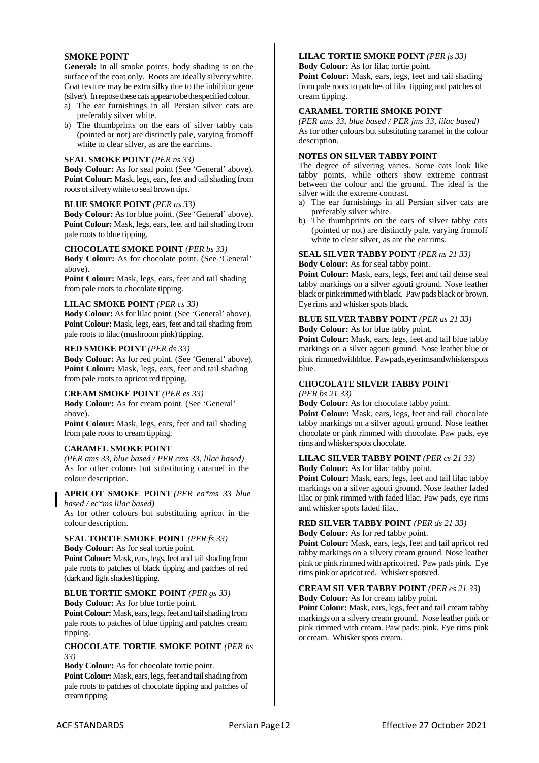### SMOKE POINT

**General:** In all smoke points, body shading is on the surface of the coat only. Roots are ideally silvery white. Coat texture may be extra silky due to the inhibitor gene (silver). In repose these cats appear to be the specified colour.

a) The ear furnishings in all Persian silver cats are preferably silver white.
b) The thumbprints on the ears of silver tabby cats (pointed or not) are distinctly pale, varying from off white to clear silver, as are the ear rims.

**SEAL SMOKE POINT** *(PER ns 33)*
**Body Colour:** As for seal point (See 'General' above).
**Point Colour:** Mask, legs, ears, feet and tail shading from roots of silvery white to seal brown tips.

**BLUE SMOKE POINT** *(PER as 33)*
**Body Colour:** As for blue point. (See 'General' above).
**Point Colour:** Mask, legs, ears, feet and tail shading from pale roots to blue tipping.

**CHOCOLATE SMOKE POINT** *(PER bs 33)*
**Body Colour:** As for chocolate point. (See 'General' above).
**Point Colour:** Mask, legs, ears, feet and tail shading from pale roots to chocolate tipping.

**LILAC SMOKE POINT** *(PER cs 33)*
**Body Colour:** As for lilac point. (See 'General' above).
**Point Colour:** Mask, legs, ears, feet and tail shading from pale roots to lilac (mushroom pink) tipping.

**RED SMOKE POINT** *(PER ds 33)*
**Body Colour:** As for red point. (See 'General' above).
**Point Colour:** Mask, legs, ears, feet and tail shading from pale roots to apricot red tipping.

**CREAM SMOKE POINT** *(PER es 33)*
**Body Colour:** As for cream point. (See 'General' above).
**Point Colour:** Mask, legs, ears, feet and tail shading from pale roots to cream tipping.

**CARAMEL SMOKE POINT**
*(PER ams 33, blue based / PER cms 33, lilac based)*
As for other colours but substituting caramel in the colour description.

**APRICOT SMOKE POINT** *(PER ea*ms 33 blue based / ec*ms lilac based)*
As for other colours but substituting apricot in the colour description.

**SEAL TORTIE SMOKE POINT** *(PER fs 33)*
**Body Colour:** As for seal tortie point.
**Point Colour:** Mask, ears, legs, feet and tail shading from pale roots to patches of black tipping and patches of red (dark and light shades) tipping.

**BLUE TORTIE SMOKE POINT** *(PER gs 33)*
**Body Colour:** As for blue tortie point.
**Point Colour:** Mask, ears, legs, feet and tail shading from pale roots to patches of blue tipping and patches cream tipping.

**CHOCOLATE TORTIE SMOKE POINT** *(PER hs 33)*
**Body Colour:** As for chocolate tortie point.
**Point Colour:** Mask, ears, legs, feet and tail shading from pale roots to patches of chocolate tipping and patches of cream tipping.

**LILAC TORTIE SMOKE POINT** *(PER js 33)*
**Body Colour:** As for lilac tortie point.
**Point Colour:** Mask, ears, legs, feet and tail shading from pale roots to patches of lilac tipping and patches of cream tipping.

**CARAMEL TORTIE SMOKE POINT**
*(PER ams 33, blue based / PER jms 33, lilac based)*
As for other colours but substituting caramel in the colour description.

### NOTES ON SILVER TABBY POINT

The degree of silvering varies. Some cats look like tabby points, while others show extreme contrast between the colour and the ground. The ideal is the silver with the extreme contrast.

a) The ear furnishings in all Persian silver cats are preferably silver white.
b) The thumbprints on the ears of silver tabby cats (pointed or not) are distinctly pale, varying from off white to clear silver, as are the ear rims.

**SEAL SILVER TABBY POINT** *(PER ns 21 33)*
**Body Colour:** As for seal tabby point.
**Point Colour:** Mask, ears, legs, feet and tail dense seal tabby markings on a silver agouti ground. Nose leather black or pink rimmed with black. Paw pads black or brown. Eye rims and whisker spots black.

**BLUE SILVER TABBY POINT** *(PER as 21 33)*
**Body Colour:** As for blue tabby point.
**Point Colour:** Mask, ears, legs, feet and tail blue tabby markings on a silver agouti ground. Nose leather blue or pink rimmed with blue. Paw pads, eye rims and whisker spots blue.

**CHOCOLATE SILVER TABBY POINT**
*(PER bs 21 33)*
**Body Colour:** As for chocolate tabby point.
**Point Colour:** Mask, ears, legs, feet and tail chocolate tabby markings on a silver agouti ground. Nose leather chocolate or pink rimmed with chocolate. Paw pads, eye rims and whisker spots chocolate.

**LILAC SILVER TABBY POINT** *(PER cs 21 33)*
**Body Colour:** As for lilac tabby point.
**Point Colour:** Mask, ears, legs, feet and tail lilac tabby markings on a silver agouti ground. Nose leather faded lilac or pink rimmed with faded lilac. Paw pads, eye rims and whisker spots faded lilac.

**RED SILVER TABBY POINT** *(PER ds 21 33)*
**Body Colour:** As for red tabby point.
**Point Colour:** Mask, ears, legs, feet and tail apricot red tabby markings on a silvery cream ground. Nose leather pink or pink rimmed with apricot red. Paw pads pink. Eye rims pink or apricot red. Whisker spots red.

**CREAM SILVER TABBY POINT** *(PER es 21 33)*
**Body Colour:** As for cream tabby point.
**Point Colour:** Mask, ears, legs, feet and tail cream tabby markings on a silvery cream ground. Nose leather pink or pink rimmed with cream. Paw pads: pink. Eye rims pink or cream. Whisker spots cream.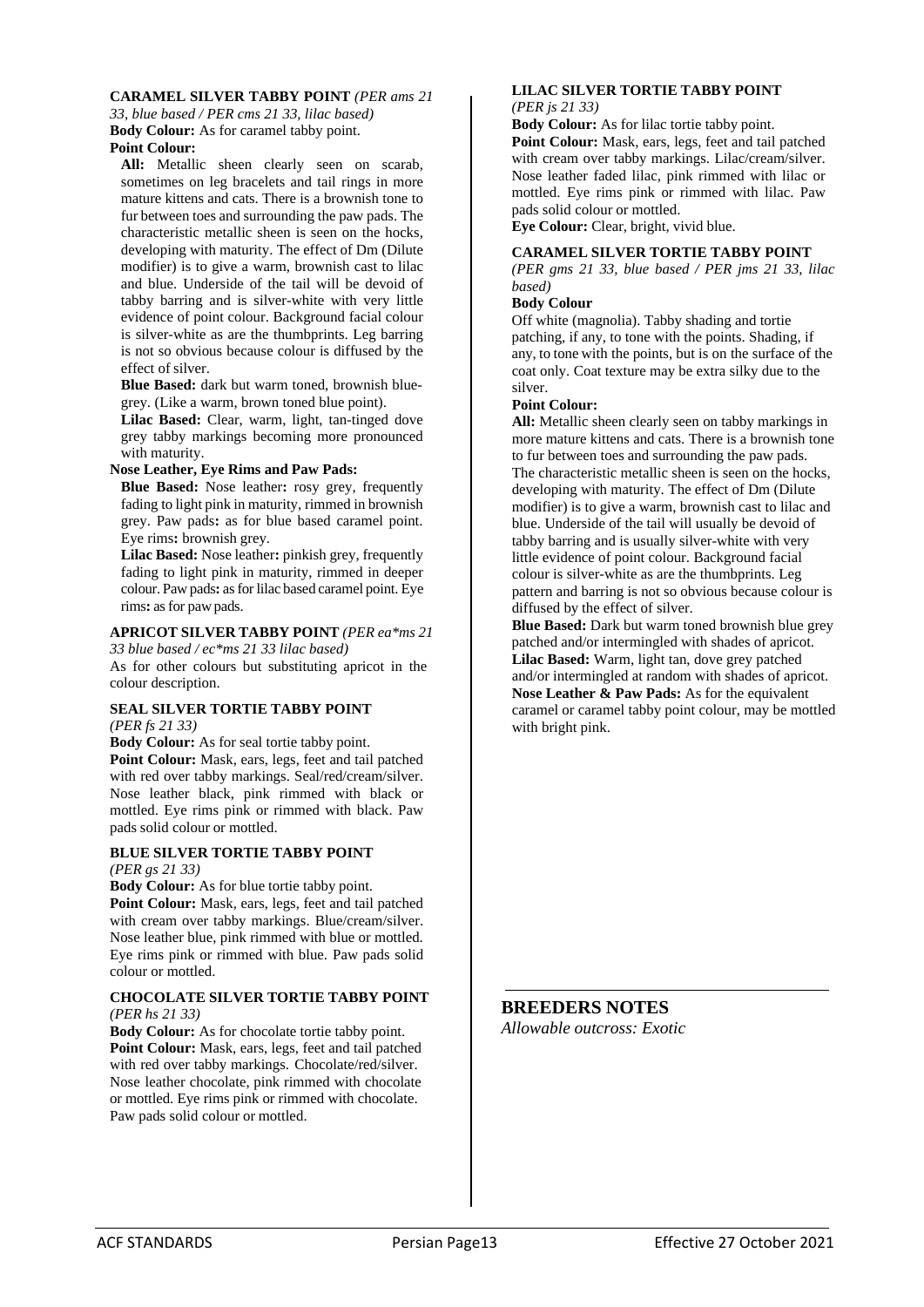### CARAMEL SILVER TABBY POINT *(PER ams 21 33, blue based / PER cms 21 33, lilac based)*

**Body Colour:** As for caramel tabby point.

**Point Colour:**

**All:** Metallic sheen clearly seen on scarab, sometimes on leg bracelets and tail rings in more mature kittens and cats. There is a brownish tone to fur between toes and surrounding the paw pads. The characteristic metallic sheen is seen on the hocks, developing with maturity. The effect of Dm (Dilute modifier) is to give a warm, brownish cast to lilac and blue. Underside of the tail will be devoid of tabby barring and is silver-white with very little evidence of point colour. Background facial colour is silver-white as are the thumbprints. Leg barring is not so obvious because colour is diffused by the effect of silver.

**Blue Based:** dark but warm toned, brownish blue-grey. (Like a warm, brown toned blue point).

**Lilac Based:** Clear, warm, light, tan-tinged dove grey tabby markings becoming more pronounced with maturity.

**Nose Leather, Eye Rims and Paw Pads:**

**Blue Based:** Nose leather**:** rosy grey, frequently fading to light pink in maturity, rimmed in brownish grey. Paw pads**:** as for blue based caramel point. Eye rims**:** brownish grey.

**Lilac Based:** Nose leather**:** pinkish grey, frequently fading to light pink in maturity, rimmed in deeper colour. Paw pads**:** as for lilac based caramel point. Eye rims**:** as for paw pads.

### APRICOT SILVER TABBY POINT *(PER ea*ms 21 33 blue based / ec*ms 21 33 lilac based)*

As for other colours but substituting apricot in the colour description.

### SEAL SILVER TORTIE TABBY POINT *(PER fs 21 33)*

**Body Colour:** As for seal tortie tabby point.

**Point Colour:** Mask, ears, legs, feet and tail patched with red over tabby markings. Seal/red/cream/silver. Nose leather black, pink rimmed with black or mottled. Eye rims pink or rimmed with black. Paw pads solid colour or mottled.

### BLUE SILVER TORTIE TABBY POINT *(PER gs 21 33)*

**Body Colour:** As for blue tortie tabby point.

**Point Colour:** Mask, ears, legs, feet and tail patched with cream over tabby markings. Blue/cream/silver. Nose leather blue, pink rimmed with blue or mottled. Eye rims pink or rimmed with blue. Paw pads solid colour or mottled.

### CHOCOLATE SILVER TORTIE TABBY POINT *(PER hs 21 33)*

**Body Colour:** As for chocolate tortie tabby point.

**Point Colour:** Mask, ears, legs, feet and tail patched with red over tabby markings. Chocolate/red/silver. Nose leather chocolate, pink rimmed with chocolate or mottled. Eye rims pink or rimmed with chocolate. Paw pads solid colour or mottled.

### LILAC SILVER TORTIE TABBY POINT *(PER js 21 33)*

**Body Colour:** As for lilac tortie tabby point.

**Point Colour:** Mask, ears, legs, feet and tail patched with cream over tabby markings. Lilac/cream/silver. Nose leather faded lilac, pink rimmed with lilac or mottled. Eye rims pink or rimmed with lilac. Paw pads solid colour or mottled.

**Eye Colour:** Clear, bright, vivid blue.

### CARAMEL SILVER TORTIE TABBY POINT *(PER gms 21 33, blue based / PER jms 21 33, lilac based)*

**Body Colour**

Off white (magnolia). Tabby shading and tortie patching, if any, to tone with the points. Shading, if any, to tone with the points, but is on the surface of the coat only. Coat texture may be extra silky due to the silver.

**Point Colour:**

**All:** Metallic sheen clearly seen on tabby markings in more mature kittens and cats. There is a brownish tone to fur between toes and surrounding the paw pads. The characteristic metallic sheen is seen on the hocks, developing with maturity. The effect of Dm (Dilute modifier) is to give a warm, brownish cast to lilac and blue. Underside of the tail will usually be devoid of tabby barring and is usually silver-white with very little evidence of point colour. Background facial colour is silver-white as are the thumbprints. Leg pattern and barring is not so obvious because colour is diffused by the effect of silver.

**Blue Based:** Dark but warm toned brownish blue grey patched and/or intermingled with shades of apricot.

**Lilac Based:** Warm, light tan, dove grey patched and/or intermingled at random with shades of apricot.

**Nose Leather & Paw Pads:** As for the equivalent caramel or caramel tabby point colour, may be mottled with bright pink.

## BREEDERS NOTES

*Allowable outcross: Exotic*